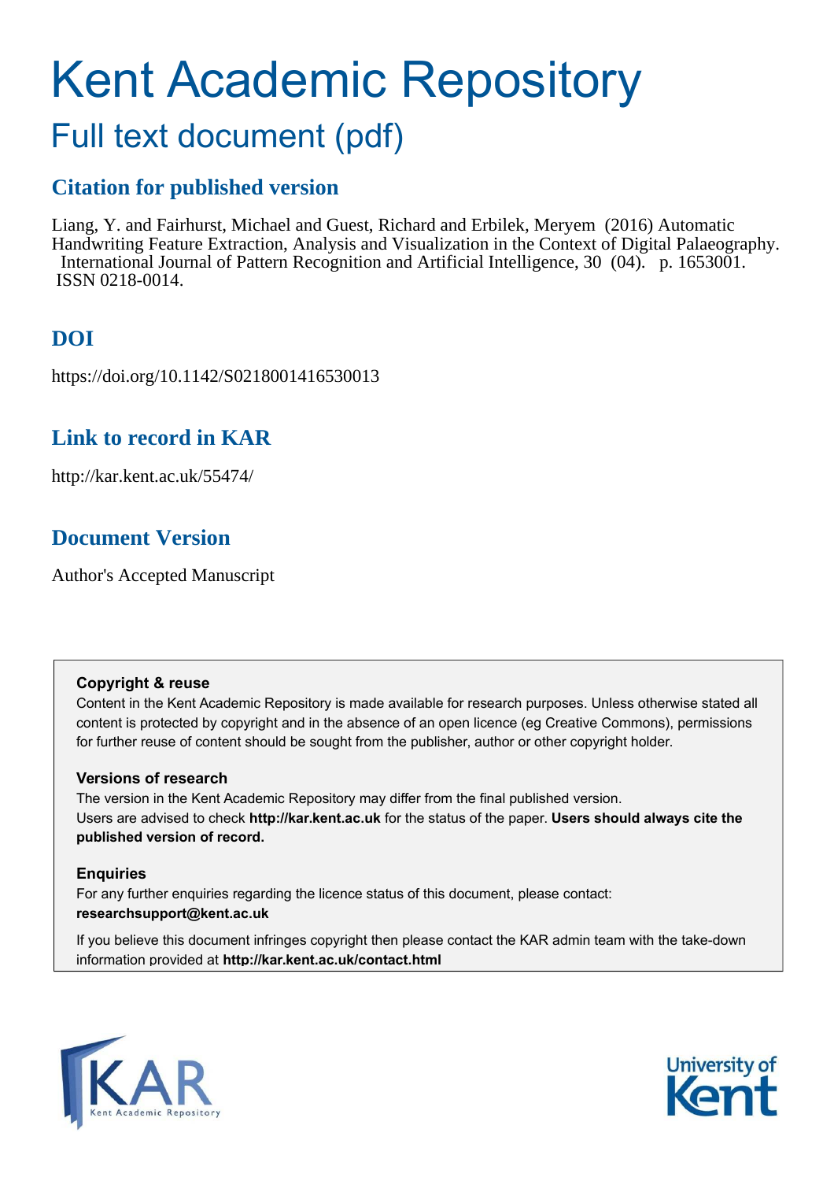# Kent Academic Repository

## Full text document (pdf)

### Citation for published version

Liang, Y. and Fairhurst, Michael and Guest, Richard and Erbilek, Meryem (2016) Automatic Handwriting Feature Extraction, Analysis and Visualization in the Context of Digital Palaeography. International Journal of Pattern Recognition and Artificial Intelligence, 30 (04). p. 1653001. ISSN 0218-0014.

### DOI

https://doi.org/10.1142/S0218001416530013

### Link to record in KAR

http://kar.kent.ac.uk/55474/

### Document Version

Author's Accepted Manuscript

**Copyright & reuse**

Content in the Kent Academic Repository is made available for research purposes. Unless otherwise stated all content is protected by copyright and in the absence of an open licence (eg Creative Commons), permissions for further reuse of content should be sought from the publisher, author or other copyright holder.

**Versions of research**

The version in the Kent Academic Repository may differ from the final published version. Users are advised to check **http://kar.kent.ac.uk** for the status of the paper. **Users should always cite the published version of record.**

**Enquiries**

For any further enquiries regarding the licence status of this document, please contact: **researchsupport@kent.ac.uk**

If you believe this document infringes copyright then please contact the KAR admin team with the take-down information provided at **http://kar.kent.ac.uk/contact.html**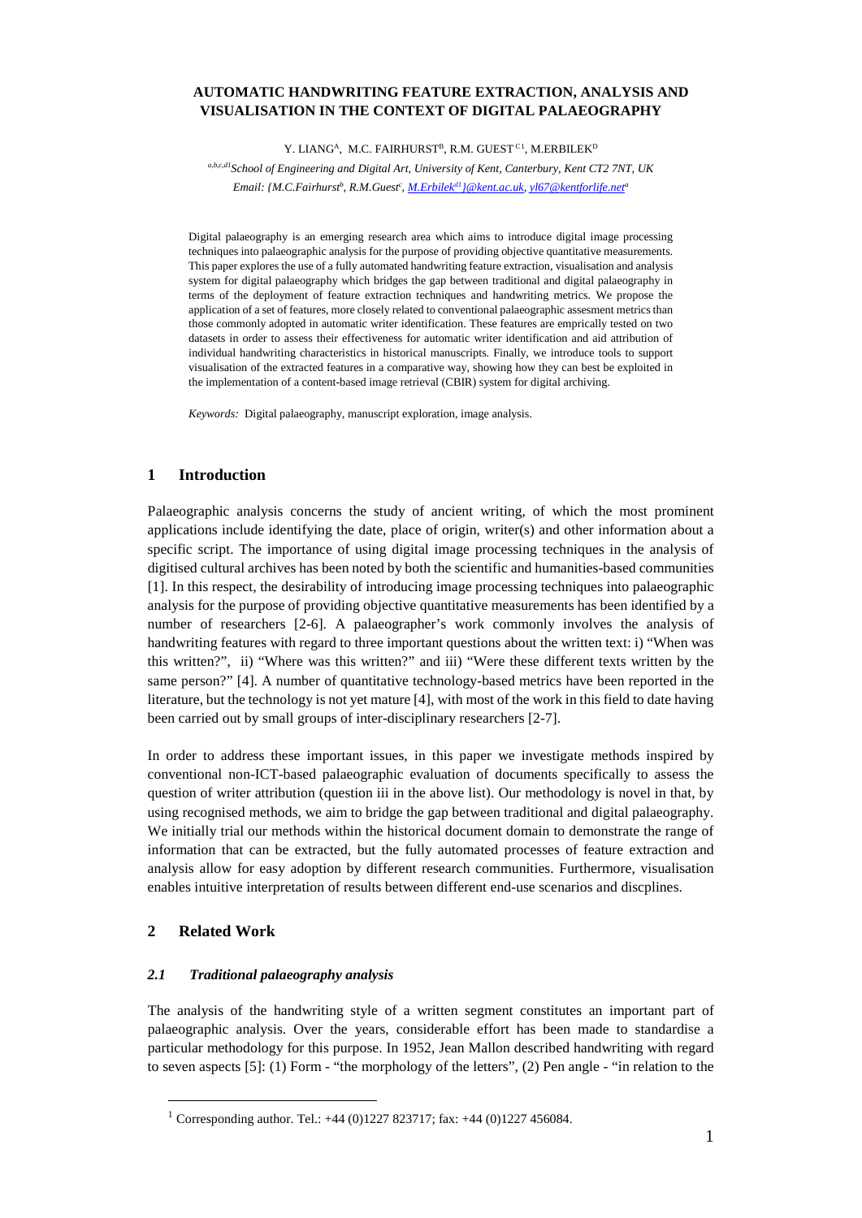# AUTOMATIC HANDWRITING FEATURE EXTRACTION, ANALYSIS AND VISUALISATION IN THE CONTEXT OF DIGITAL PALAEOGRAPHY

Y. LIANG[A], M.C. FAIRHURST[B], R.M. GUEST[C1], M.ERBILEK[D]

[a,b,c,d1]*School of Engineering and Digital Art, University of Kent, Canterbury, Kent CT2 7NT, UK*

*Email: {M.C.Fairhurst[b], R.M.Guest[c], M.Erbilek[d1]}@kent.ac.uk, yl67@kentforlife.net[a]*

Digital palaeography is an emerging research area which aims to introduce digital image processing techniques into palaeographic analysis for the purpose of providing objective quantitative measurements. This paper explores the use of a fully automated handwriting feature extraction, visualisation and analysis system for digital palaeography which bridges the gap between traditional and digital palaeography in terms of the deployment of feature extraction techniques and handwriting metrics. We propose the application of a set of features, more closely related to conventional palaeographic assesment metrics than those commonly adopted in automatic writer identification. These features are emprically tested on two datasets in order to assess their effectiveness for automatic writer identification and aid attribution of individual handwriting characteristics in historical manuscripts. Finally, we introduce tools to support visualisation of the extracted features in a comparative way, showing how they can best be exploited in the implementation of a content-based image retrieval (CBIR) system for digital archiving.

*Keywords:* Digital palaeography, manuscript exploration, image analysis.

## 1 Introduction

Palaeographic analysis concerns the study of ancient writing, of which the most prominent applications include identifying the date, place of origin, writer(s) and other information about a specific script. The importance of using digital image processing techniques in the analysis of digitised cultural archives has been noted by both the scientific and humanities-based communities [1]. In this respect, the desirability of introducing image processing techniques into palaeographic analysis for the purpose of providing objective quantitative measurements has been identified by a number of researchers [2-6]. A palaeographer's work commonly involves the analysis of handwriting features with regard to three important questions about the written text: i) "When was this written?", ii) "Where was this written?" and iii) "Were these different texts written by the same person?" [4]. A number of quantitative technology-based metrics have been reported in the literature, but the technology is not yet mature [4], with most of the work in this field to date having been carried out by small groups of inter-disciplinary researchers [2-7].

In order to address these important issues, in this paper we investigate methods inspired by conventional non-ICT-based palaeographic evaluation of documents specifically to assess the question of writer attribution (question iii in the above list). Our methodology is novel in that, by using recognised methods, we aim to bridge the gap between traditional and digital palaeography. We initially trial our methods within the historical document domain to demonstrate the range of information that can be extracted, but the fully automated processes of feature extraction and analysis allow for easy adoption by different research communities. Furthermore, visualisation enables intuitive interpretation of results between different end-use scenarios and discplines.

## 2 Related Work

### *2.1 Traditional palaeography analysis*

The analysis of the handwriting style of a written segment constitutes an important part of palaeographic analysis. Over the years, considerable effort has been made to standardise a particular methodology for this purpose. In 1952, Jean Mallon described handwriting with regard to seven aspects [5]: (1) Form - "the morphology of the letters", (2) Pen angle - "in relation to the

[1] Corresponding author. Tel.: +44 (0)1227 823717; fax: +44 (0)1227 456084.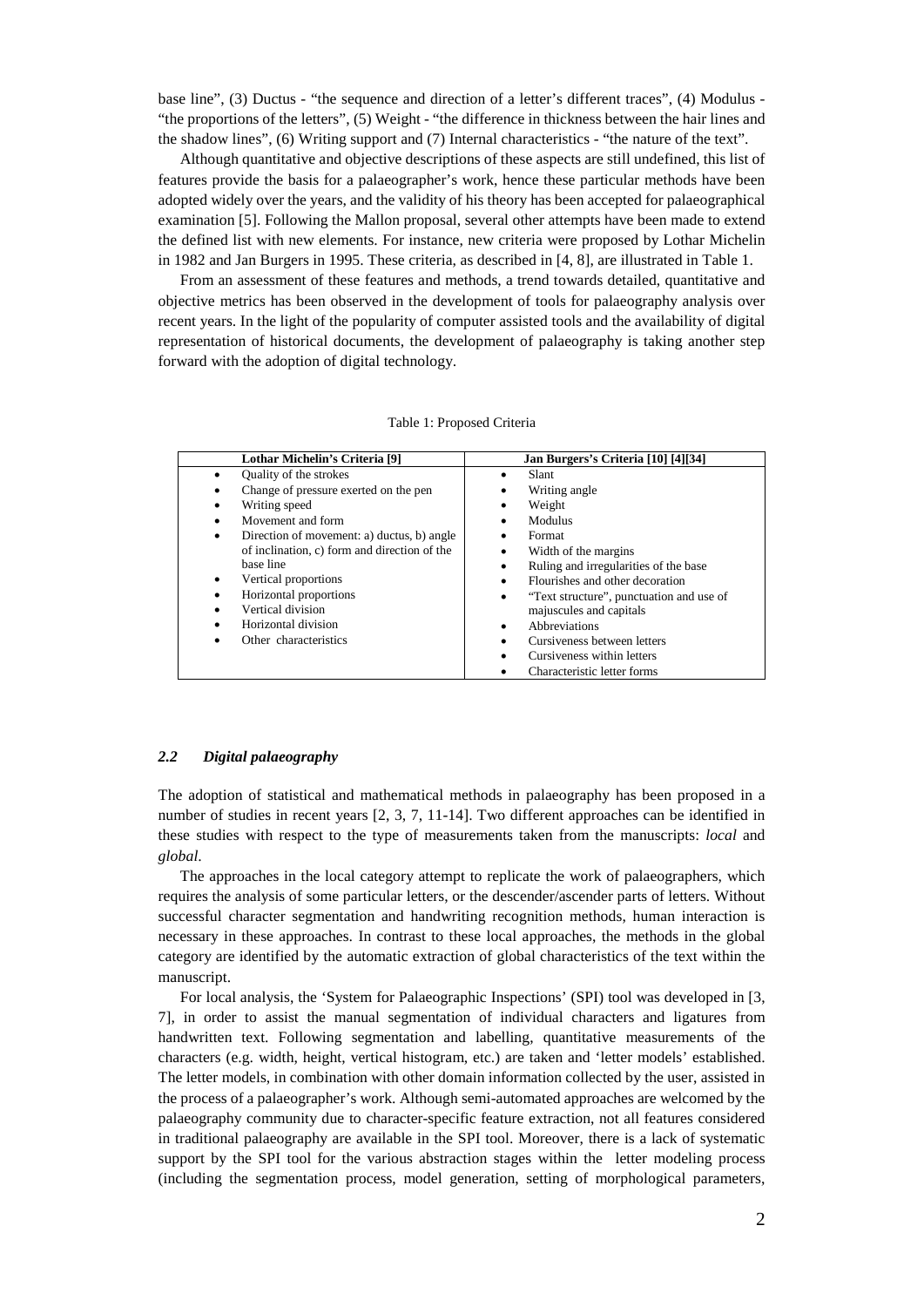base line", (3) Ductus - "the sequence and direction of a letter's different traces", (4) Modulus - "the proportions of the letters", (5) Weight - "the difference in thickness between the hair lines and the shadow lines", (6) Writing support and (7) Internal characteristics - "the nature of the text".

Although quantitative and objective descriptions of these aspects are still undefined, this list of features provide the basis for a palaeographer's work, hence these particular methods have been adopted widely over the years, and the validity of his theory has been accepted for palaeographical examination [5]. Following the Mallon proposal, several other attempts have been made to extend the defined list with new elements. For instance, new criteria were proposed by Lothar Michelin in 1982 and Jan Burgers in 1995. These criteria, as described in [4, 8], are illustrated in Table 1.

From an assessment of these features and methods, a trend towards detailed, quantitative and objective metrics has been observed in the development of tools for palaeography analysis over recent years. In the light of the popularity of computer assisted tools and the availability of digital representation of historical documents, the development of palaeography is taking another step forward with the adoption of digital technology.

Table 1: Proposed Criteria

| Lothar Michelin's Criteria [9] | Jan Burgers's Criteria [10] [4][34] |
|---|---|
| • Quality of the strokes<br>• Change of pressure exerted on the pen<br>• Writing speed<br>• Movement and form<br>• Direction of movement: a) ductus, b) angle of inclination, c) form and direction of the base line<br>• Vertical proportions<br>• Horizontal proportions<br>• Vertical division<br>• Horizontal division<br>• Other characteristics | • Slant<br>• Writing angle<br>• Weight<br>• Modulus<br>• Format<br>• Width of the margins<br>• Ruling and irregularities of the base<br>• Flourishes and other decoration<br>• "Text structure", punctuation and use of majuscules and capitals<br>• Abbreviations<br>• Cursiveness between letters<br>• Cursiveness within letters<br>• Characteristic letter forms |

### *2.2 Digital palaeography*

The adoption of statistical and mathematical methods in palaeography has been proposed in a number of studies in recent years [2, 3, 7, 11-14]. Two different approaches can be identified in these studies with respect to the type of measurements taken from the manuscripts: *local* and *global*.

The approaches in the local category attempt to replicate the work of palaeographers, which requires the analysis of some particular letters, or the descender/ascender parts of letters. Without successful character segmentation and handwriting recognition methods, human interaction is necessary in these approaches. In contrast to these local approaches, the methods in the global category are identified by the automatic extraction of global characteristics of the text within the manuscript.

For local analysis, the 'System for Palaeographic Inspections' (SPI) tool was developed in [3, 7], in order to assist the manual segmentation of individual characters and ligatures from handwritten text. Following segmentation and labelling, quantitative measurements of the characters (e.g. width, height, vertical histogram, etc.) are taken and 'letter models' established. The letter models, in combination with other domain information collected by the user, assisted in the process of a palaeographer's work. Although semi-automated approaches are welcomed by the palaeography community due to character-specific feature extraction, not all features considered in traditional palaeography are available in the SPI tool. Moreover, there is a lack of systematic support by the SPI tool for the various abstraction stages within the letter modeling process (including the segmentation process, model generation, setting of morphological parameters,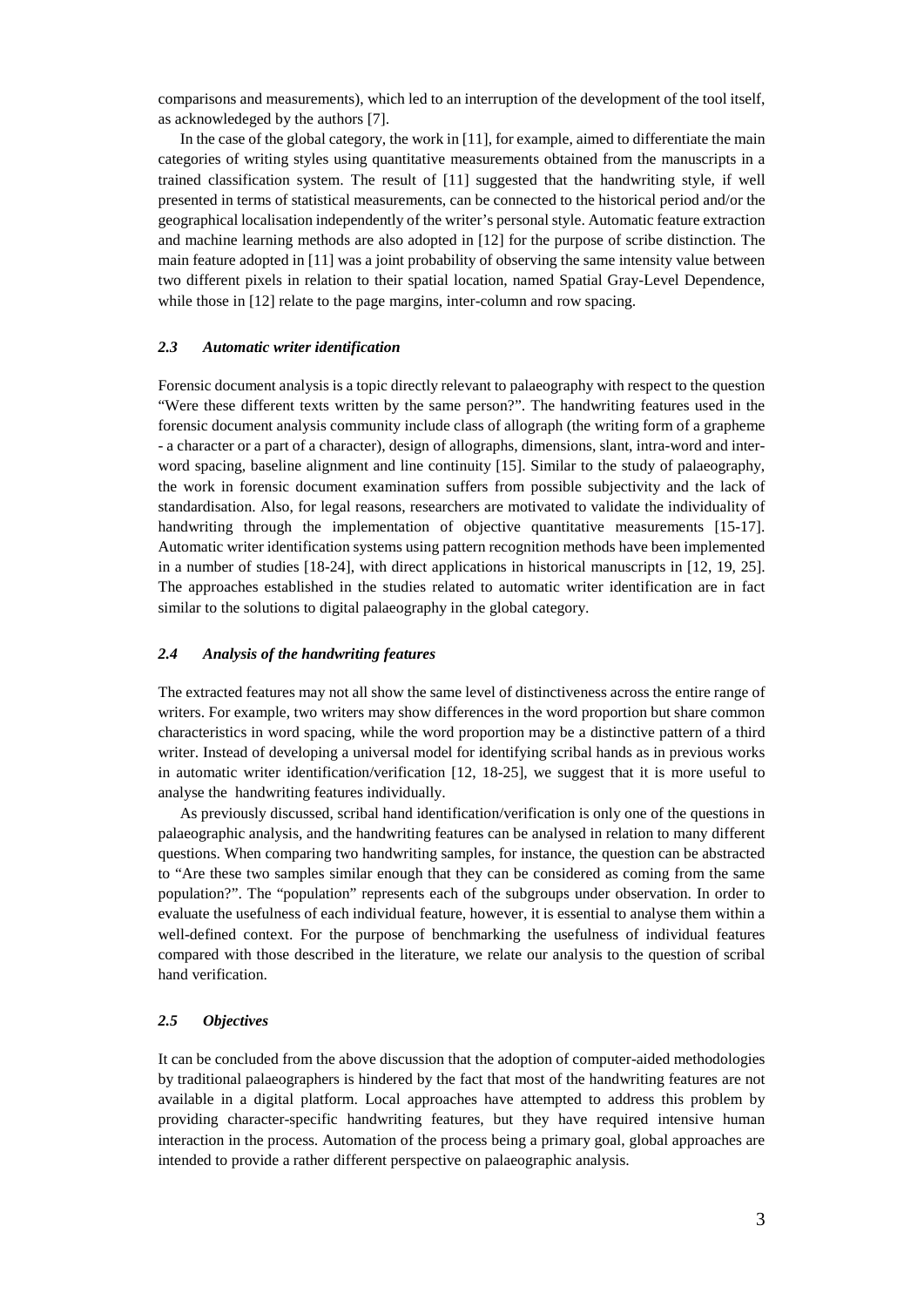comparisons and measurements), which led to an interruption of the development of the tool itself, as acknowledeged by the authors [7].

In the case of the global category, the work in [11], for example, aimed to differentiate the main categories of writing styles using quantitative measurements obtained from the manuscripts in a trained classification system. The result of [11] suggested that the handwriting style, if well presented in terms of statistical measurements, can be connected to the historical period and/or the geographical localisation independently of the writer's personal style. Automatic feature extraction and machine learning methods are also adopted in [12] for the purpose of scribe distinction. The main feature adopted in [11] was a joint probability of observing the same intensity value between two different pixels in relation to their spatial location, named Spatial Gray-Level Dependence, while those in [12] relate to the page margins, inter-column and row spacing.

### *2.3 Automatic writer identification*

Forensic document analysis is a topic directly relevant to palaeography with respect to the question "Were these different texts written by the same person?". The handwriting features used in the forensic document analysis community include class of allograph (the writing form of a grapheme - a character or a part of a character), design of allographs, dimensions, slant, intra-word and inter-word spacing, baseline alignment and line continuity [15]. Similar to the study of palaeography, the work in forensic document examination suffers from possible subjectivity and the lack of standardisation. Also, for legal reasons, researchers are motivated to validate the individuality of handwriting through the implementation of objective quantitative measurements [15-17]. Automatic writer identification systems using pattern recognition methods have been implemented in a number of studies [18-24], with direct applications in historical manuscripts in [12, 19, 25]. The approaches established in the studies related to automatic writer identification are in fact similar to the solutions to digital palaeography in the global category.

### *2.4 Analysis of the handwriting features*

The extracted features may not all show the same level of distinctiveness across the entire range of writers. For example, two writers may show differences in the word proportion but share common characteristics in word spacing, while the word proportion may be a distinctive pattern of a third writer. Instead of developing a universal model for identifying scribal hands as in previous works in automatic writer identification/verification [12, 18-25], we suggest that it is more useful to analyse the handwriting features individually.

As previously discussed, scribal hand identification/verification is only one of the questions in palaeographic analysis, and the handwriting features can be analysed in relation to many different questions. When comparing two handwriting samples, for instance, the question can be abstracted to "Are these two samples similar enough that they can be considered as coming from the same population?". The "population" represents each of the subgroups under observation. In order to evaluate the usefulness of each individual feature, however, it is essential to analyse them within a well-defined context. For the purpose of benchmarking the usefulness of individual features compared with those described in the literature, we relate our analysis to the question of scribal hand verification.

### *2.5 Objectives*

It can be concluded from the above discussion that the adoption of computer-aided methodologies by traditional palaeographers is hindered by the fact that most of the handwriting features are not available in a digital platform. Local approaches have attempted to address this problem by providing character-specific handwriting features, but they have required intensive human interaction in the process. Automation of the process being a primary goal, global approaches are intended to provide a rather different perspective on palaeographic analysis.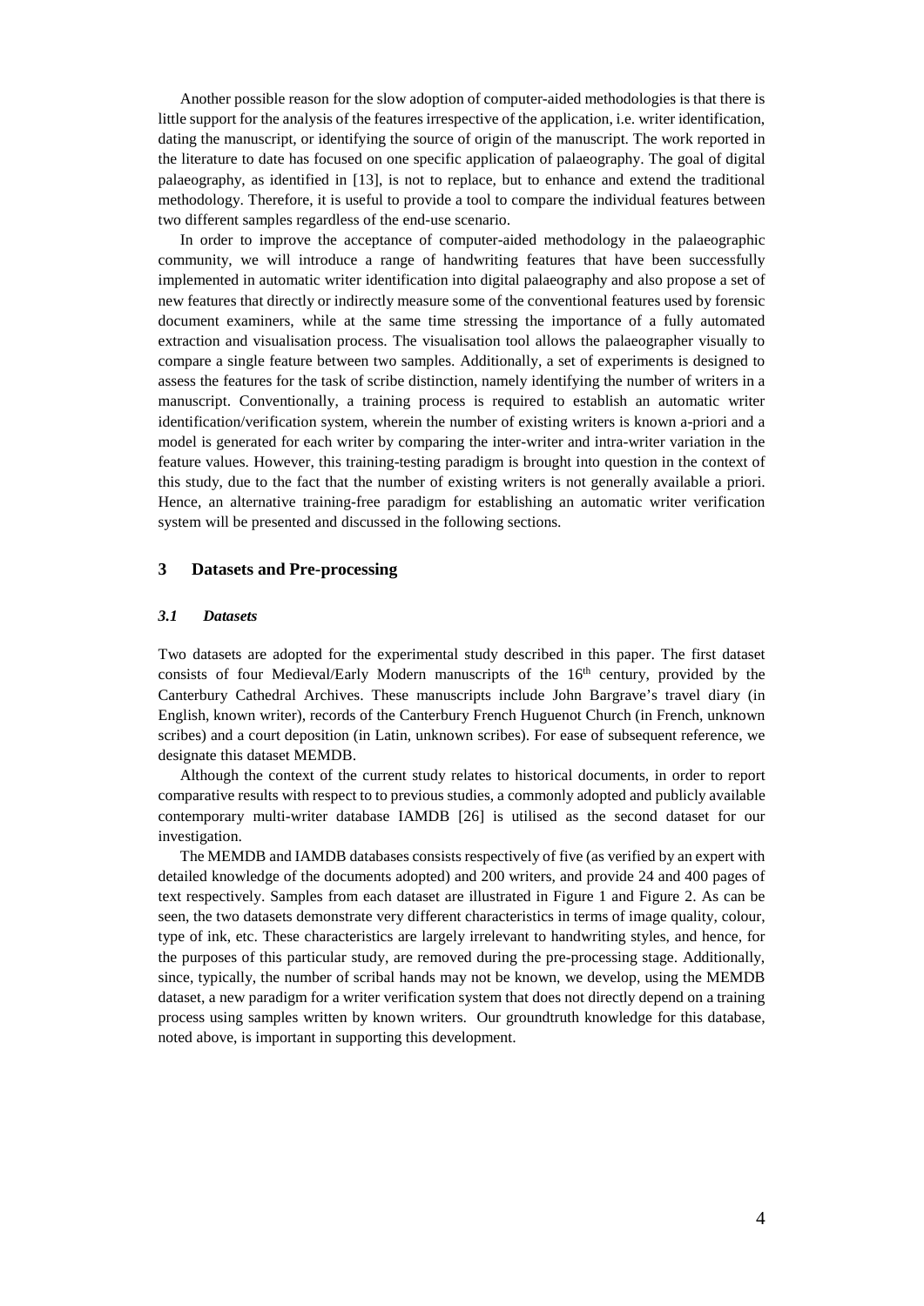Another possible reason for the slow adoption of computer-aided methodologies is that there is little support for the analysis of the features irrespective of the application, i.e. writer identification, dating the manuscript, or identifying the source of origin of the manuscript. The work reported in the literature to date has focused on one specific application of palaeography. The goal of digital palaeography, as identified in [13], is not to replace, but to enhance and extend the traditional methodology. Therefore, it is useful to provide a tool to compare the individual features between two different samples regardless of the end-use scenario.

In order to improve the acceptance of computer-aided methodology in the palaeographic community, we will introduce a range of handwriting features that have been successfully implemented in automatic writer identification into digital palaeography and also propose a set of new features that directly or indirectly measure some of the conventional features used by forensic document examiners, while at the same time stressing the importance of a fully automated extraction and visualisation process. The visualisation tool allows the palaeographer visually to compare a single feature between two samples. Additionally, a set of experiments is designed to assess the features for the task of scribe distinction, namely identifying the number of writers in a manuscript. Conventionally, a training process is required to establish an automatic writer identification/verification system, wherein the number of existing writers is known a-priori and a model is generated for each writer by comparing the inter-writer and intra-writer variation in the feature values. However, this training-testing paradigm is brought into question in the context of this study, due to the fact that the number of existing writers is not generally available a priori. Hence, an alternative training-free paradigm for establishing an automatic writer verification system will be presented and discussed in the following sections.

## 3 Datasets and Pre-processing

### *3.1 Datasets*

Two datasets are adopted for the experimental study described in this paper. The first dataset consists of four Medieval/Early Modern manuscripts of the 16th century, provided by the Canterbury Cathedral Archives. These manuscripts include John Bargrave's travel diary (in English, known writer), records of the Canterbury French Huguenot Church (in French, unknown scribes) and a court deposition (in Latin, unknown scribes). For ease of subsequent reference, we designate this dataset MEMDB.

Although the context of the current study relates to historical documents, in order to report comparative results with respect to to previous studies, a commonly adopted and publicly available contemporary multi-writer database IAMDB [26] is utilised as the second dataset for our investigation.

The MEMDB and IAMDB databases consists respectively of five (as verified by an expert with detailed knowledge of the documents adopted) and 200 writers, and provide 24 and 400 pages of text respectively. Samples from each dataset are illustrated in Figure 1 and Figure 2. As can be seen, the two datasets demonstrate very different characteristics in terms of image quality, colour, type of ink, etc. These characteristics are largely irrelevant to handwriting styles, and hence, for the purposes of this particular study, are removed during the pre-processing stage. Additionally, since, typically, the number of scribal hands may not be known, we develop, using the MEMDB dataset, a new paradigm for a writer verification system that does not directly depend on a training process using samples written by known writers. Our groundtruth knowledge for this database, noted above, is important in supporting this development.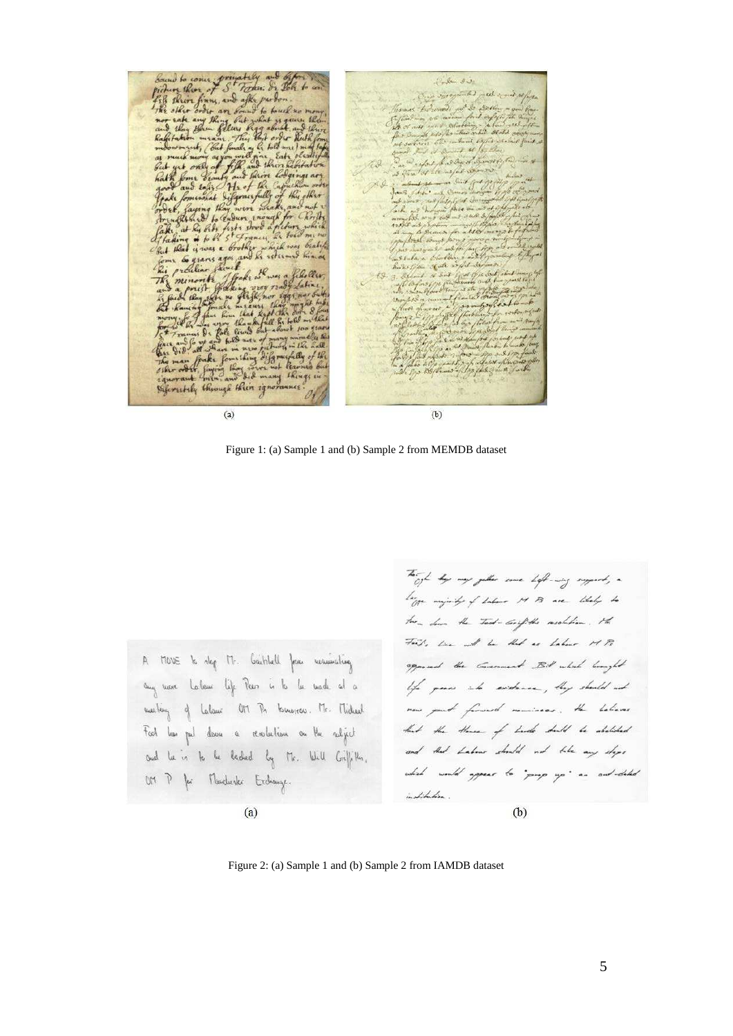(a) (b)

Figure 1: (a) Sample 1 and (b) Sample 2 from MEMDB dataset

(a) (b)

Figure 2: (a) Sample 1 and (b) Sample 2 from IAMDB dataset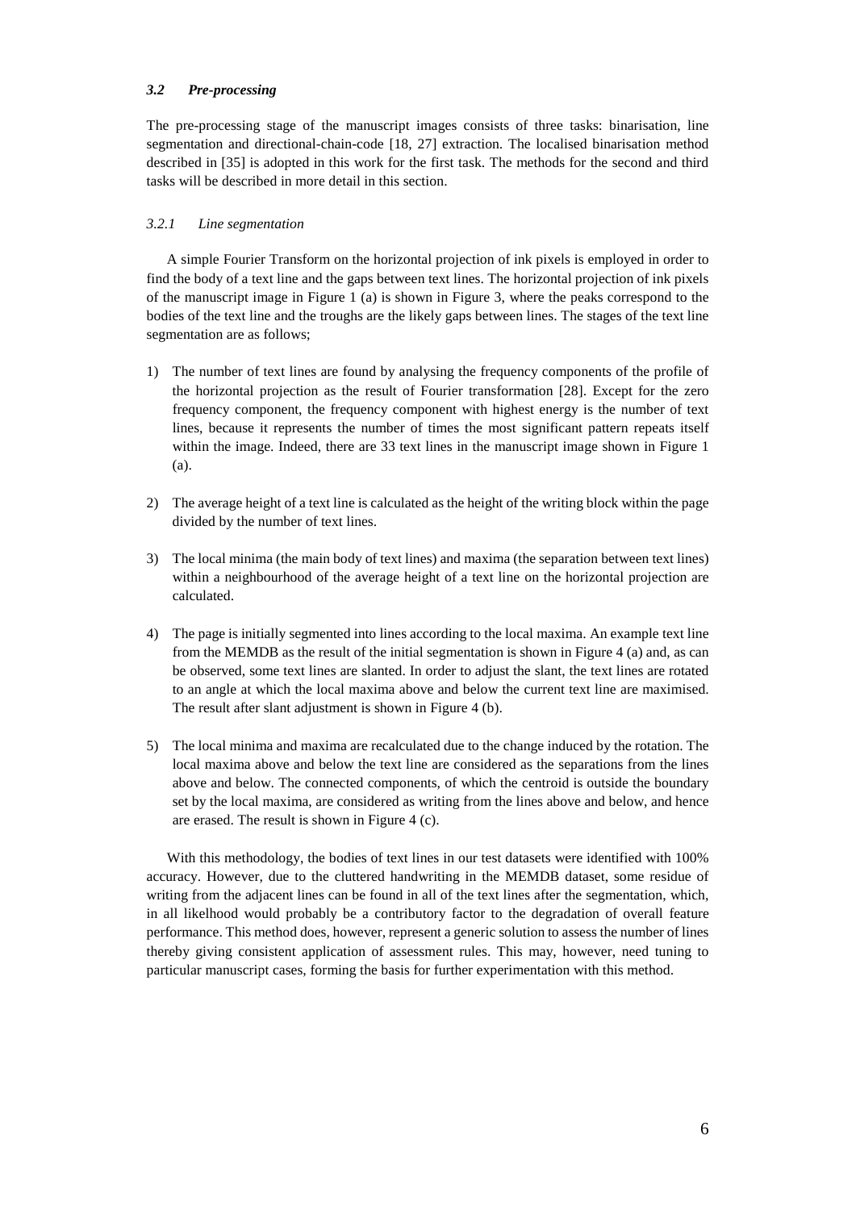### *3.2 Pre-processing*

The pre-processing stage of the manuscript images consists of three tasks: binarisation, line segmentation and directional-chain-code [18, 27] extraction. The localised binarisation method described in [35] is adopted in this work for the first task. The methods for the second and third tasks will be described in more detail in this section.

#### *3.2.1 Line segmentation*

A simple Fourier Transform on the horizontal projection of ink pixels is employed in order to find the body of a text line and the gaps between text lines. The horizontal projection of ink pixels of the manuscript image in Figure 1 (a) is shown in Figure 3, where the peaks correspond to the bodies of the text line and the troughs are the likely gaps between lines. The stages of the text line segmentation are as follows;

1) The number of text lines are found by analysing the frequency components of the profile of the horizontal projection as the result of Fourier transformation [28]. Except for the zero frequency component, the frequency component with highest energy is the number of text lines, because it represents the number of times the most significant pattern repeats itself within the image. Indeed, there are 33 text lines in the manuscript image shown in Figure 1 (a).

2) The average height of a text line is calculated as the height of the writing block within the page divided by the number of text lines.

3) The local minima (the main body of text lines) and maxima (the separation between text lines) within a neighbourhood of the average height of a text line on the horizontal projection are calculated.

4) The page is initially segmented into lines according to the local maxima. An example text line from the MEMDB as the result of the initial segmentation is shown in Figure 4 (a) and, as can be observed, some text lines are slanted. In order to adjust the slant, the text lines are rotated to an angle at which the local maxima above and below the current text line are maximised. The result after slant adjustment is shown in Figure 4 (b).

5) The local minima and maxima are recalculated due to the change induced by the rotation. The local maxima above and below the text line are considered as the separations from the lines above and below. The connected components, of which the centroid is outside the boundary set by the local maxima, are considered as writing from the lines above and below, and hence are erased. The result is shown in Figure 4 (c).

With this methodology, the bodies of text lines in our test datasets were identified with 100% accuracy. However, due to the cluttered handwriting in the MEMDB dataset, some residue of writing from the adjacent lines can be found in all of the text lines after the segmentation, which, in all likelihood would probably be a contributory factor to the degradation of overall feature performance. This method does, however, represent a generic solution to assess the number of lines thereby giving consistent application of assessment rules. This may, however, need tuning to particular manuscript cases, forming the basis for further experimentation with this method.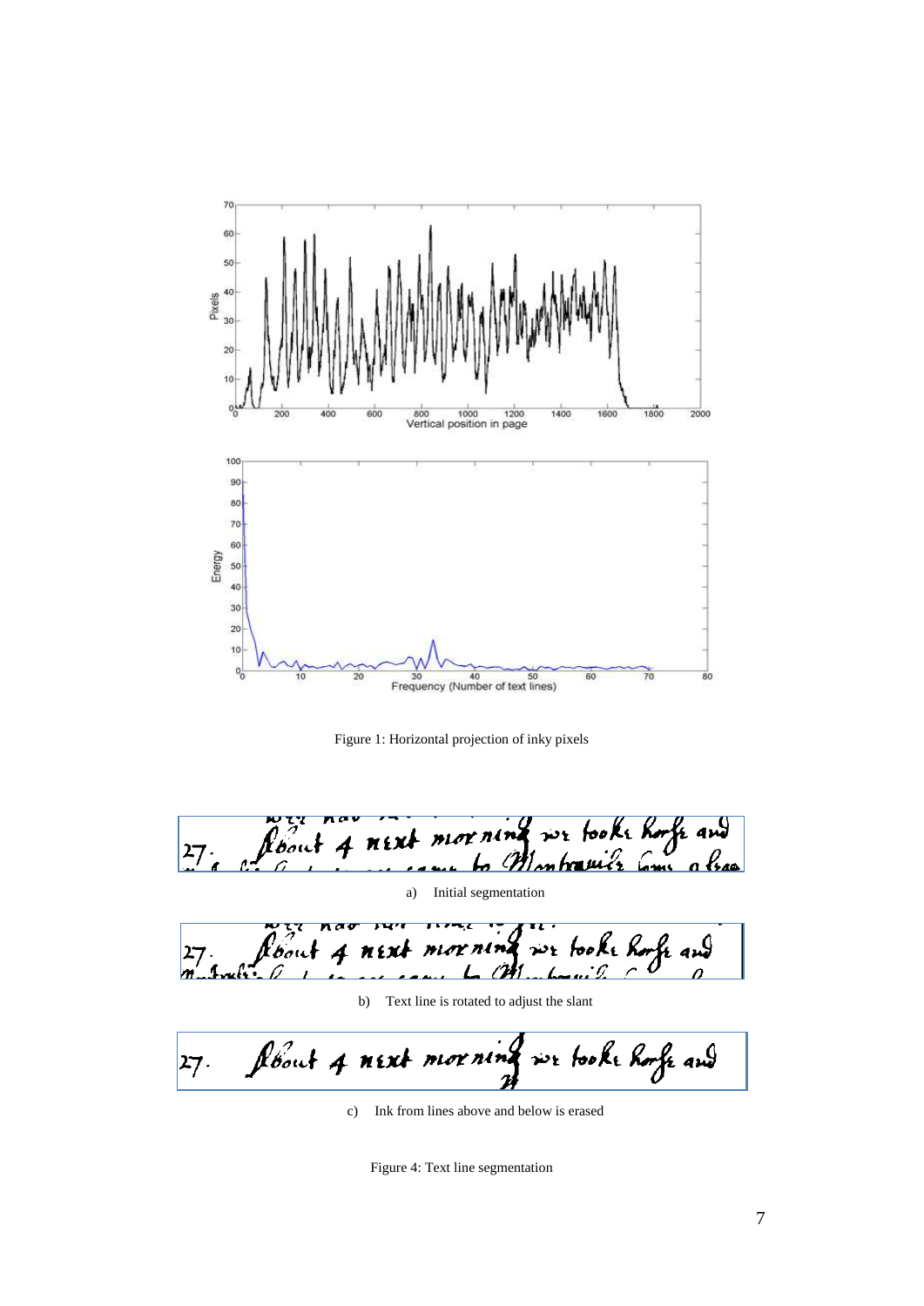Figure 1: Horizontal projection of inky pixels

a) Initial segmentation

b) Text line is rotated to adjust the slant

c) Ink from lines above and below is erased

Figure 4: Text line segmentation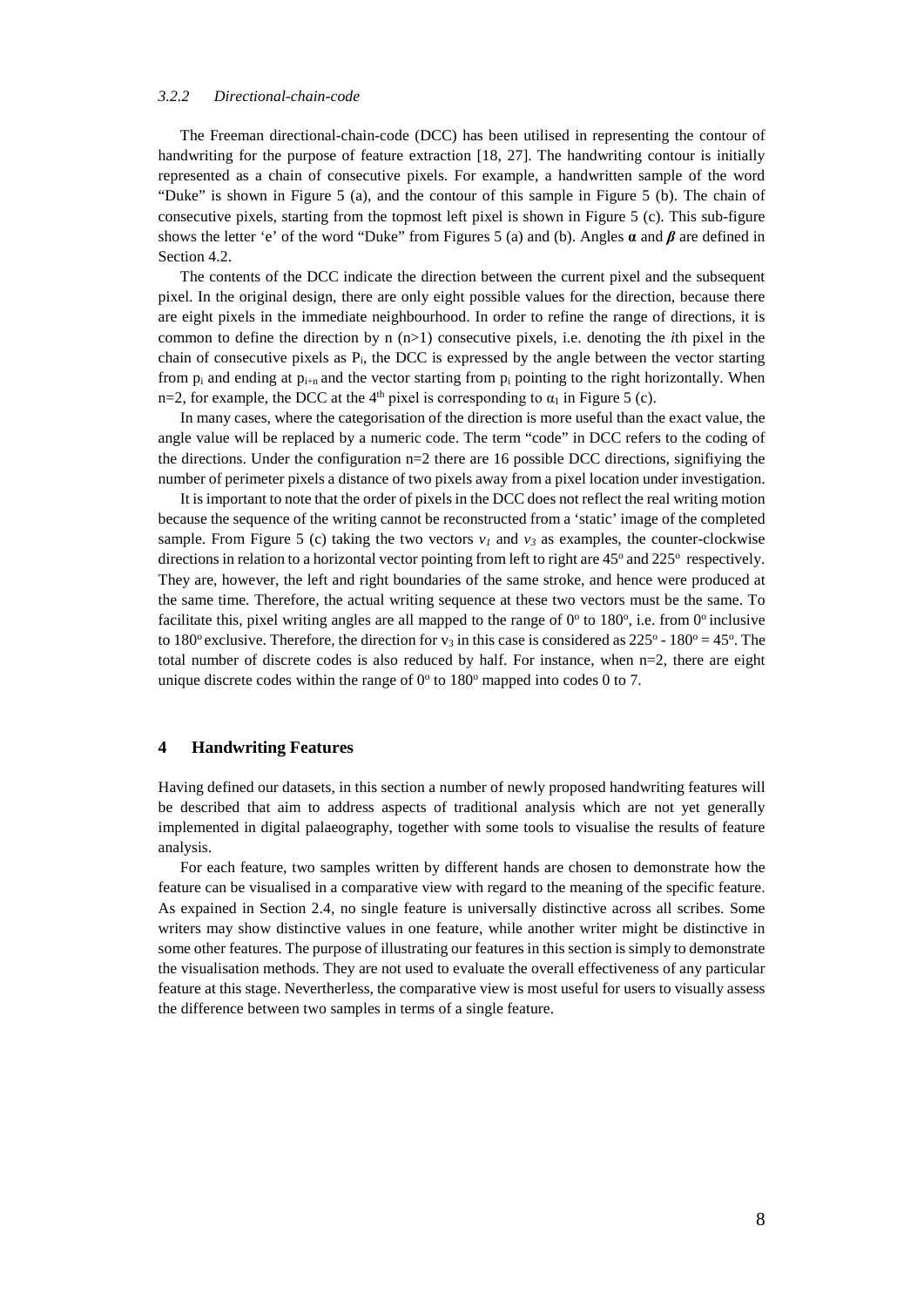### *3.2.2 Directional-chain-code*

The Freeman directional-chain-code (DCC) has been utilised in representing the contour of handwriting for the purpose of feature extraction [18, 27]. The handwriting contour is initially represented as a chain of consecutive pixels. For example, a handwritten sample of the word "Duke" is shown in Figure 5 (a), and the contour of this sample in Figure 5 (b). The chain of consecutive pixels, starting from the topmost left pixel is shown in Figure 5 (c). This sub-figure shows the letter 'e' of the word "Duke" from Figures 5 (a) and (b). Angles $\boldsymbol{\alpha}$ and $\boldsymbol{\beta}$ are defined in Section 4.2.

The contents of the DCC indicate the direction between the current pixel and the subsequent pixel. In the original design, there are only eight possible values for the direction, because there are eight pixels in the immediate neighbourhood. In order to refine the range of directions, it is common to define the direction by n (n>1) consecutive pixels, i.e. denoting the *i*th pixel in the chain of consecutive pixels as $P_i$, the DCC is expressed by the angle between the vector starting from $p_i$ and ending at $p_{i+n}$ and the vector starting from $p_i$ pointing to the right horizontally. When n=2, for example, the DCC at the 4[th] pixel is corresponding to $\alpha_1$ in Figure 5 (c).

In many cases, where the categorisation of the direction is more useful than the exact value, the angle value will be replaced by a numeric code. The term "code" in DCC refers to the coding of the directions. Under the configuration n=2 there are 16 possible DCC directions, signifiying the number of perimeter pixels a distance of two pixels away from a pixel location under investigation.

It is important to note that the order of pixels in the DCC does not reflect the real writing motion because the sequence of the writing cannot be reconstructed from a 'static' image of the completed sample. From Figure 5 (c) taking the two vectors $v_1$ and $v_3$ as examples, the counter-clockwise directions in relation to a horizontal vector pointing from left to right are $45^o$ and $225^o$ respectively. They are, however, the left and right boundaries of the same stroke, and hence were produced at the same time. Therefore, the actual writing sequence at these two vectors must be the same. To facilitate this, pixel writing angles are all mapped to the range of $0^o$ to $180^o$, i.e. from $0^o$ inclusive to $180^o$ exclusive. Therefore, the direction for $v_3$ in this case is considered as $225^o - 180^o = 45^o$. The total number of discrete codes is also reduced by half. For instance, when n=2, there are eight unique discrete codes within the range of $0^o$ to $180^o$ mapped into codes 0 to 7.

## 4 Handwriting Features

Having defined our datasets, in this section a number of newly proposed handwriting features will be described that aim to address aspects of traditional analysis which are not yet generally implemented in digital palaeography, together with some tools to visualise the results of feature analysis.

For each feature, two samples written by different hands are chosen to demonstrate how the feature can be visualised in a comparative view with regard to the meaning of the specific feature. As expained in Section 2.4, no single feature is universally distinctive across all scribes. Some writers may show distinctive values in one feature, while another writer might be distinctive in some other features. The purpose of illustrating our features in this section is simply to demonstrate the visualisation methods. They are not used to evaluate the overall effectiveness of any particular feature at this stage. Nevertheless, the comparative view is most useful for users to visually assess the difference between two samples in terms of a single feature.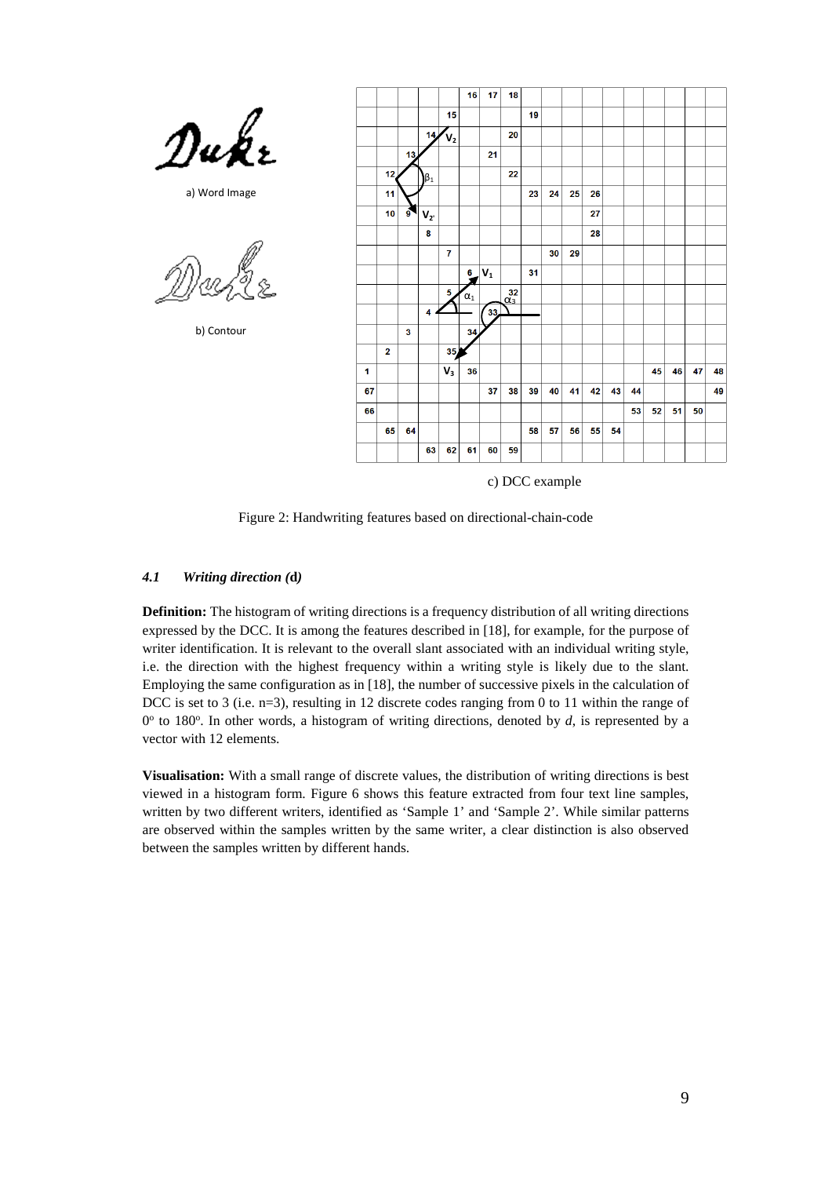a) Word Image

b) Contour

c) DCC example

Figure 2: Handwriting features based on directional-chain-code

### *4.1 Writing direction (*d*)*

**Definition:** The histogram of writing directions is a frequency distribution of all writing directions expressed by the DCC. It is among the features described in [18], for example, for the purpose of writer identification. It is relevant to the overall slant associated with an individual writing style, i.e. the direction with the highest frequency within a writing style is likely due to the slant. Employing the same configuration as in [18], the number of successive pixels in the calculation of DCC is set to 3 (i.e. n=3), resulting in 12 discrete codes ranging from 0 to 11 within the range of $0^o$ to $180^o$. In other words, a histogram of writing directions, denoted by *d*, is represented by a vector with 12 elements.

**Visualisation:** With a small range of discrete values, the distribution of writing directions is best viewed in a histogram form. Figure 6 shows this feature extracted from four text line samples, written by two different writers, identified as 'Sample 1' and 'Sample 2'. While similar patterns are observed within the samples written by the same writer, a clear distinction is also observed between the samples written by different hands.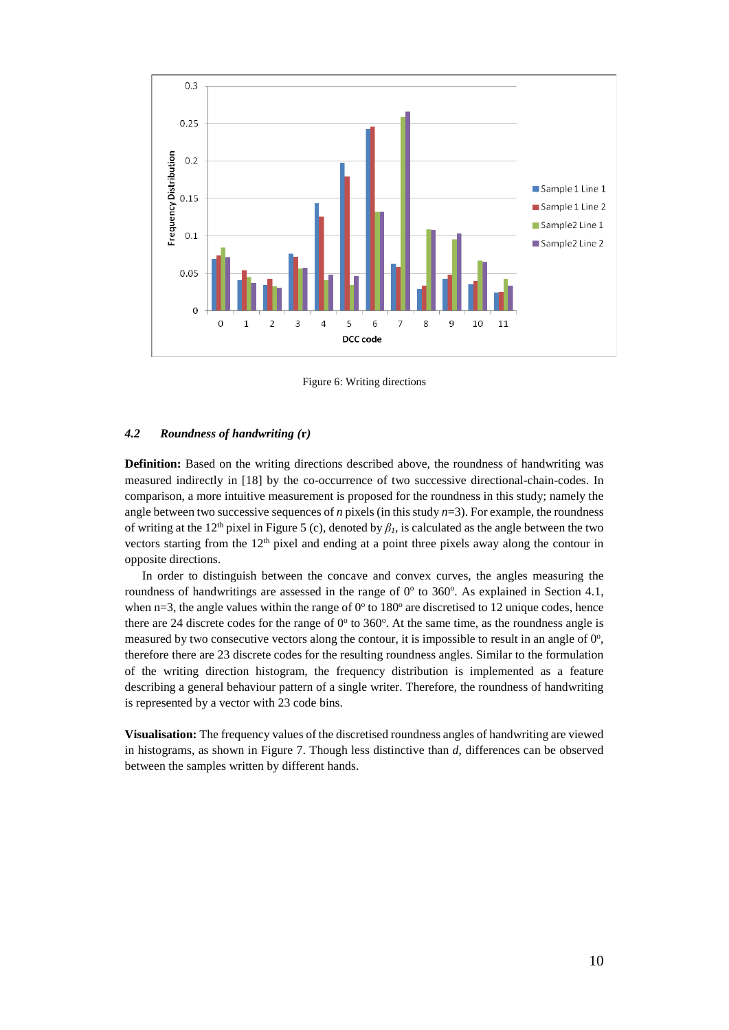Figure 6: Writing directions

### 4.2 Roundness of handwriting (r)

**Definition:** Based on the writing directions described above, the roundness of handwriting was measured indirectly in [18] by the co-occurrence of two successive directional-chain-codes. In comparison, a more intuitive measurement is proposed for the roundness in this study; namely the angle between two successive sequences of *n* pixels (in this study $n$=3). For example, the roundness of writing at the 12[th] pixel in Figure 5 (c), denoted by $\beta_1$, is calculated as the angle between the two vectors starting from the 12[th] pixel and ending at a point three pixels away along the contour in opposite directions.

In order to distinguish between the concave and convex curves, the angles measuring the roundness of handwritings are assessed in the range of $0^o$ to $360^o$. As explained in Section 4.1, when n=3, the angle values within the range of $0^o$ to $180^o$ are discretised to 12 unique codes, hence there are 24 discrete codes for the range of $0^o$ to $360^o$. At the same time, as the roundness angle is measured by two consecutive vectors along the contour, it is impossible to result in an angle of $0^o$, therefore there are 23 discrete codes for the resulting roundness angles. Similar to the formulation of the writing direction histogram, the frequency distribution is implemented as a feature describing a general behaviour pattern of a single writer. Therefore, the roundness of handwriting is represented by a vector with 23 code bins.

**Visualisation:** The frequency values of the discretised roundness angles of handwriting are viewed in histograms, as shown in Figure 7. Though less distinctive than *d*, differences can be observed between the samples written by different hands.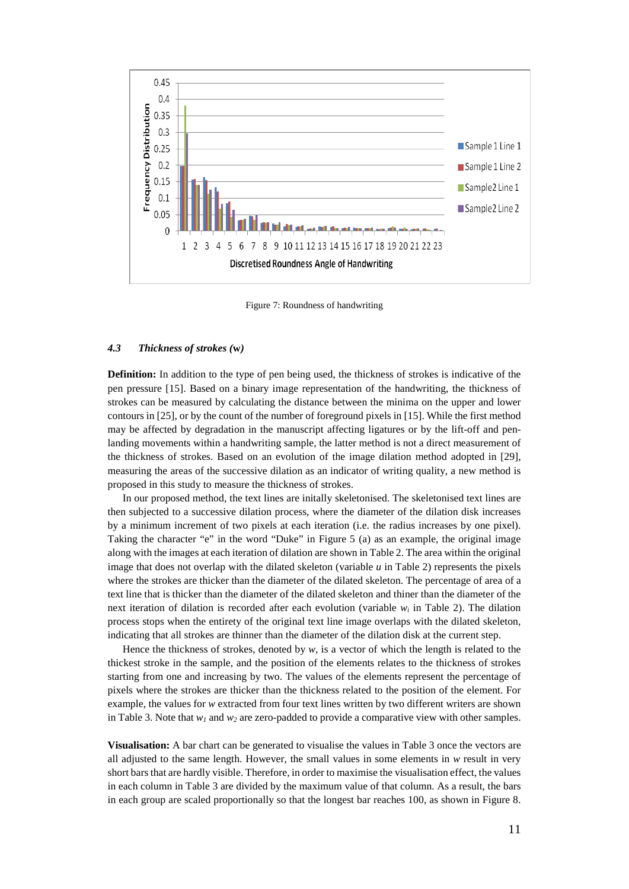Figure 7: Roundness of handwriting

### 4.3 *Thickness of strokes (w)*

**Definition:** In addition to the type of pen being used, the thickness of strokes is indicative of the pen pressure [15]. Based on a binary image representation of the handwriting, the thickness of strokes can be measured by calculating the distance between the minima on the upper and lower contours in [25], or by the count of the number of foreground pixels in [15]. While the first method may be affected by degradation in the manuscript affecting ligatures or by the lift-off and pen-landing movements within a handwriting sample, the latter method is not a direct measurement of the thickness of strokes. Based on an evolution of the image dilation method adopted in [29], measuring the areas of the successive dilation as an indicator of writing quality, a new method is proposed in this study to measure the thickness of strokes.

In our proposed method, the text lines are initally skeletonised. The skeletonised text lines are then subjected to a successive dilation process, where the diameter of the dilation disk increases by a minimum increment of two pixels at each iteration (i.e. the radius increases by one pixel). Taking the character "e" in the word "Duke" in Figure 5 (a) as an example, the original image along with the images at each iteration of dilation are shown in Table 2. The area within the original image that does not overlap with the dilated skeleton (variable $u$ in Table 2) represents the pixels where the strokes are thicker than the diameter of the dilated skeleton. The percentage of area of a text line that is thicker than the diameter of the dilated skeleton and thiner than the diameter of the next iteration of dilation is recorded after each evolution (variable $w_i$ in Table 2). The dilation process stops when the entirety of the original text line image overlaps with the dilated skeleton, indicating that all strokes are thinner than the diameter of the dilation disk at the current step.

Hence the thickness of strokes, denoted by $w$, is a vector of which the length is related to the thickest stroke in the sample, and the position of the elements relates to the thickness of strokes starting from one and increasing by two. The values of the elements represent the percentage of pixels where the strokes are thicker than the thickness related to the position of the element. For example, the values for $w$ extracted from four text lines written by two different writers are shown in Table 3. Note that $w_1$ and $w_2$ are zero-padded to provide a comparative view with other samples.

**Visualisation:** A bar chart can be generated to visualise the values in Table 3 once the vectors are all adjusted to the same length. However, the small values in some elements in $w$ result in very short bars that are hardly visible. Therefore, in order to maximise the visualisation effect, the values in each column in Table 3 are divided by the maximum value of that column. As a result, the bars in each group are scaled proportionally so that the longest bar reaches 100, as shown in Figure 8.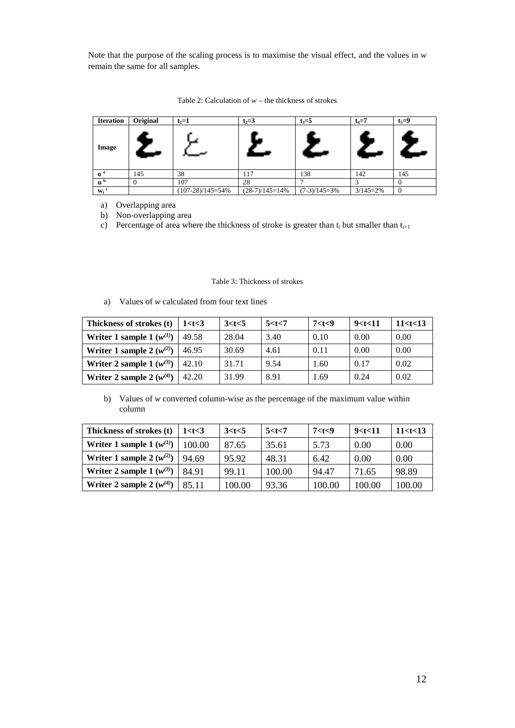Note that the purpose of the scaling process is to maximise the visual effect, and the values in *w* remain the same for all samples.

Table 2: Calculation of *w* – the thickness of strokes

| Iteration | Original | $t_1=1$ | $t_2=3$ | $t_3=5$ | $t_4=7$ | $t_5=9$ |
|---|---|---|---|---|---|---|
| Image | | | | | | |
| o [a] | 145 | 38 | 117 | 138 | 142 | 145 |
| u [b] | 0 | 107 | 28 | 7 | 3 | 0 |
| $w_i$ [c] | | (107-28)/145=54% | (28-7)/145=14% | (7-3)/145=3% | 3/145=2% | 0 |

a) Overlapping area
b) Non-overlapping area
c) Percentage of area where the thickness of stroke is greater than $t_i$ but smaller than $t_{i+1}$

Table 3: Thickness of strokes

a) Values of *w* calculated from four text lines

| Thickness of strokes (t) | 1<t<3 | 3<t<5 | 5<t<7 | 7<t<9 | 9<t<11 | 11<t<13 |
|---|---|---|---|---|---|---|
| Writer 1 sample 1 ($w^{(1)}$) | 49.58 | 28.04 | 3.40 | 0.10 | 0.00 | 0.00 |
| Writer 1 sample 2 ($w^{(2)}$) | 46.95 | 30.69 | 4.61 | 0.11 | 0.00 | 0.00 |
| Writer 2 sample 1 ($w^{(3)}$) | 42.10 | 31.71 | 9.54 | 1.60 | 0.17 | 0.02 |
| Writer 2 sample 2 ($w^{(4)}$) | 42.20 | 31.99 | 8.91 | 1.69 | 0.24 | 0.02 |

b) Values of *w* converted column-wise as the percentage of the maximum value within column

| Thickness of strokes (t) | 1<t<3 | 3<t<5 | 5<t<7 | 7<t<9 | 9<t<11 | 11<t<13 |
|---|---|---|---|---|---|---|
| Writer 1 sample 1 ($w^{(1)}$) | 100.00 | 87.65 | 35.61 | 5.73 | 0.00 | 0.00 |
| Writer 1 sample 2 ($w^{(2)}$) | 94.69 | 95.92 | 48.31 | 6.42 | 0.00 | 0.00 |
| Writer 2 sample 1 ($w^{(3)}$) | 84.91 | 99.11 | 100.00 | 94.47 | 71.65 | 98.89 |
| Writer 2 sample 2 ($w^{(4)}$) | 85.11 | 100.00 | 93.36 | 100.00 | 100.00 | 100.00 |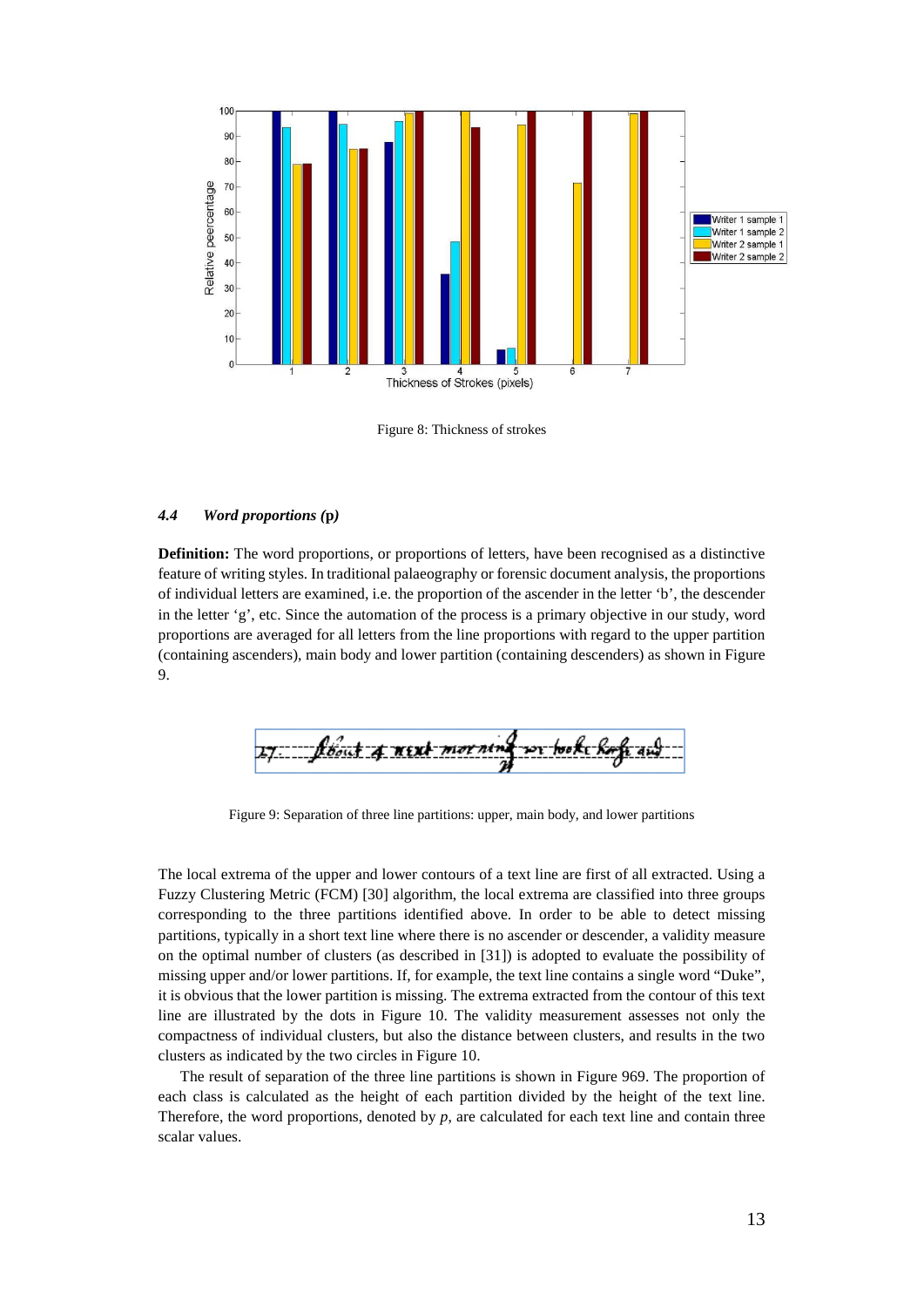Figure 8: Thickness of strokes

### *4.4 Word proportions* (**p**)

**Definition:** The word proportions, or proportions of letters, have been recognised as a distinctive feature of writing styles. In traditional palaeography or forensic document analysis, the proportions of individual letters are examined, i.e. the proportion of the ascender in the letter 'b', the descender in the letter 'g', etc. Since the automation of the process is a primary objective in our study, word proportions are averaged for all letters from the line proportions with regard to the upper partition (containing ascenders), main body and lower partition (containing descenders) as shown in Figure 9.

Figure 9: Separation of three line partitions: upper, main body, and lower partitions

The local extrema of the upper and lower contours of a text line are first of all extracted. Using a Fuzzy Clustering Metric (FCM) [30] algorithm, the local extrema are classified into three groups corresponding to the three partitions identified above. In order to be able to detect missing partitions, typically in a short text line where there is no ascender or descender, a validity measure on the optimal number of clusters (as described in [31]) is adopted to evaluate the possibility of missing upper and/or lower partitions. If, for example, the text line contains a single word "Duke", it is obvious that the lower partition is missing. The extrema extracted from the contour of this text line are illustrated by the dots in Figure 10. The validity measurement assesses not only the compactness of individual clusters, but also the distance between clusters, and results in the two clusters as indicated by the two circles in Figure 10.

The result of separation of the three line partitions is shown in Figure 969. The proportion of each class is calculated as the height of each partition divided by the height of the text line. Therefore, the word proportions, denoted by $p$, are calculated for each text line and contain three scalar values.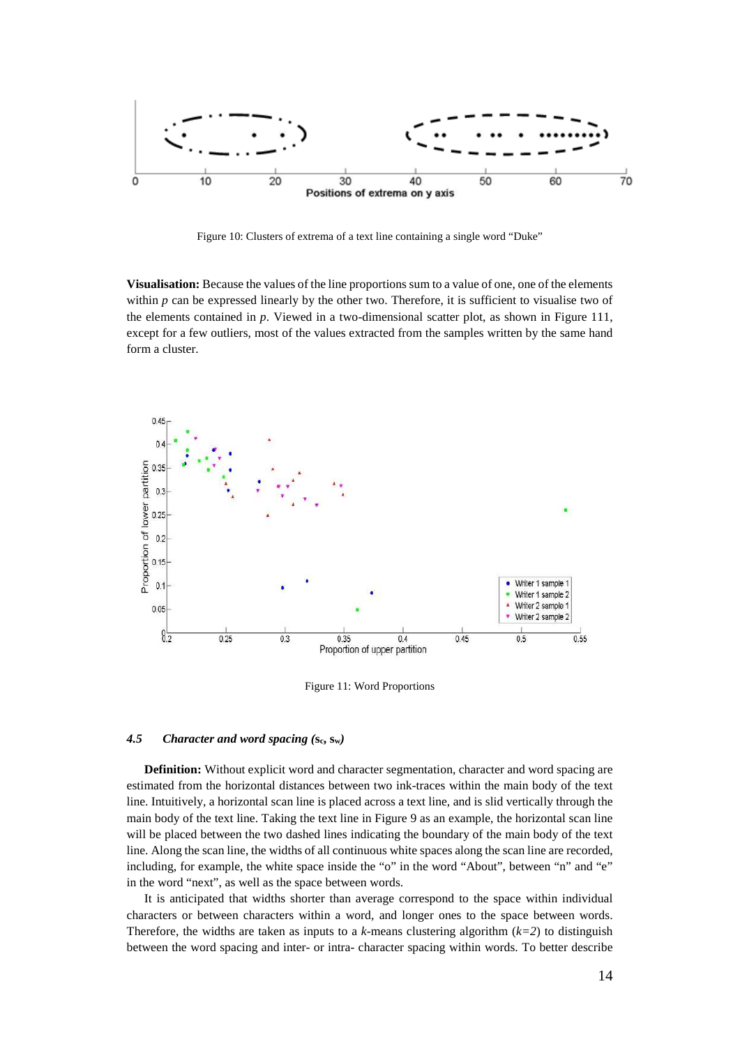Figure 10: Clusters of extrema of a text line containing a single word "Duke"

**Visualisation:** Because the values of the line proportions sum to a value of one, one of the elements within *p* can be expressed linearly by the other two. Therefore, it is sufficient to visualise two of the elements contained in *p*. Viewed in a two-dimensional scatter plot, as shown in Figure 111, except for a few outliers, most of the values extracted from the samples written by the same hand form a cluster.

Figure 11: Word Proportions

#### *4.5 Character and word spacing ($s_c$, $s_w$)*

**Definition:** Without explicit word and character segmentation, character and word spacing are estimated from the horizontal distances between two ink-traces within the main body of the text line. Intuitively, a horizontal scan line is placed across a text line, and is slid vertically through the main body of the text line. Taking the text line in Figure 9 as an example, the horizontal scan line will be placed between the two dashed lines indicating the boundary of the main body of the text line. Along the scan line, the widths of all continuous white spaces along the scan line are recorded, including, for example, the white space inside the "o" in the word "About", between "n" and "e" in the word "next", as well as the space between words.

It is anticipated that widths shorter than average correspond to the space within individual characters or between characters within a word, and longer ones to the space between words. Therefore, the widths are taken as inputs to a *k*-means clustering algorithm (*k=2*) to distinguish between the word spacing and inter- or intra- character spacing within words. To better describe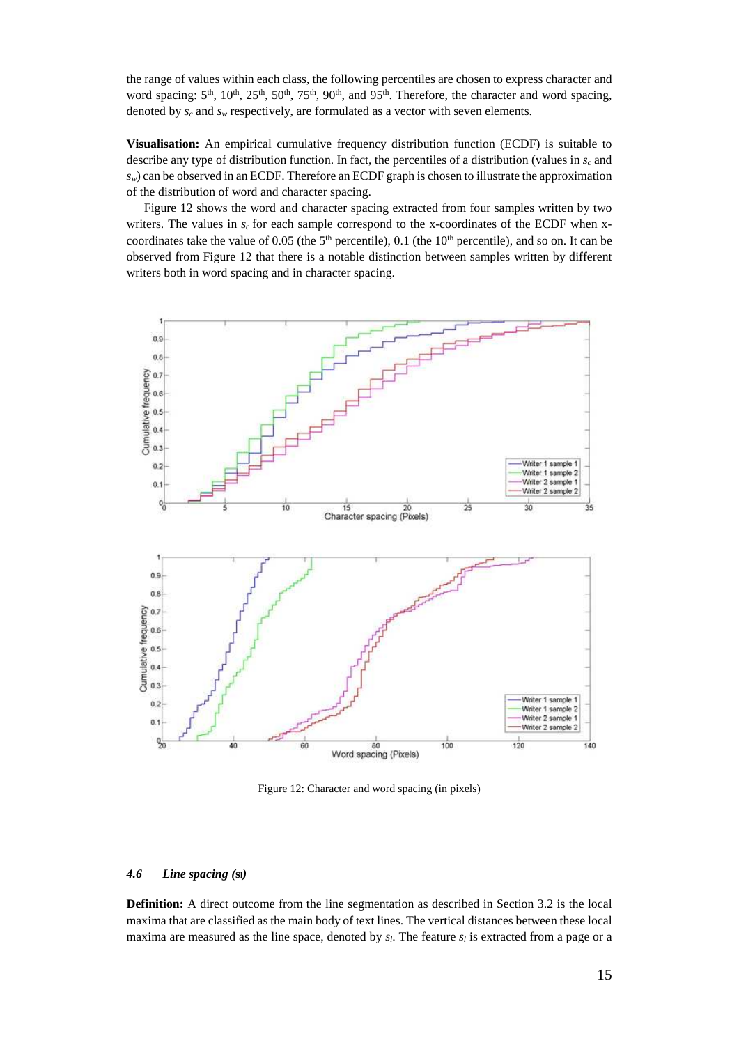the range of values within each class, the following percentiles are chosen to express character and word spacing: 5th, 10th, 25th, 50th, 75th, 90th, and 95th. Therefore, the character and word spacing, denoted by $s_c$ and $s_w$ respectively, are formulated as a vector with seven elements.

**Visualisation:** An empirical cumulative frequency distribution function (ECDF) is suitable to describe any type of distribution function. In fact, the percentiles of a distribution (values in $s_c$ and $s_w$) can be observed in an ECDF. Therefore an ECDF graph is chosen to illustrate the approximation of the distribution of word and character spacing.

Figure 12 shows the word and character spacing extracted from four samples written by two writers. The values in $s_c$ for each sample correspond to the x-coordinates of the ECDF when x-coordinates take the value of 0.05 (the 5th percentile), 0.1 (the 10th percentile), and so on. It can be observed from Figure 12 that there is a notable distinction between samples written by different writers both in word spacing and in character spacing.

Figure 12: Character and word spacing (in pixels)

#### 4.6 *Line spacing* ($s_l$)

**Definition:** A direct outcome from the line segmentation as described in Section 3.2 is the local maxima that are classified as the main body of text lines. The vertical distances between these local maxima are measured as the line space, denoted by $s_l$. The feature $s_l$ is extracted from a page or a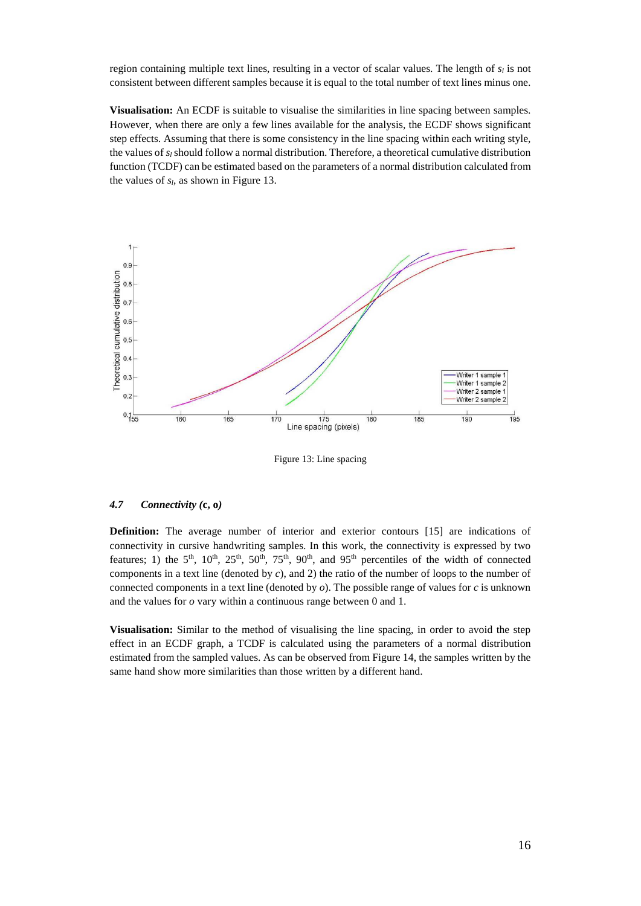region containing multiple text lines, resulting in a vector of scalar values. The length of $s_l$ is not consistent between different samples because it is equal to the total number of text lines minus one.

**Visualisation:** An ECDF is suitable to visualise the similarities in line spacing between samples. However, when there are only a few lines available for the analysis, the ECDF shows significant step effects. Assuming that there is some consistency in the line spacing within each writing style, the values of $s_l$ should follow a normal distribution. Therefore, a theoretical cumulative distribution function (TCDF) can be estimated based on the parameters of a normal distribution calculated from the values of $s_l$, as shown in Figure 13.

Figure 13: Line spacing

#### 4.7 *Connectivity* (c, o)

**Definition:** The average number of interior and exterior contours [15] are indications of connectivity in cursive handwriting samples. In this work, the connectivity is expressed by two features; 1) the 5th, 10th, 25th, 50th, 75th, 90th, and 95th percentiles of the width of connected components in a text line (denoted by $c$), and 2) the ratio of the number of loops to the number of connected components in a text line (denoted by $o$). The possible range of values for $c$ is unknown and the values for $o$ vary within a continuous range between 0 and 1.

**Visualisation:** Similar to the method of visualising the line spacing, in order to avoid the step effect in an ECDF graph, a TCDF is calculated using the parameters of a normal distribution estimated from the sampled values. As can be observed from Figure 14, the samples written by the same hand show more similarities than those written by a different hand.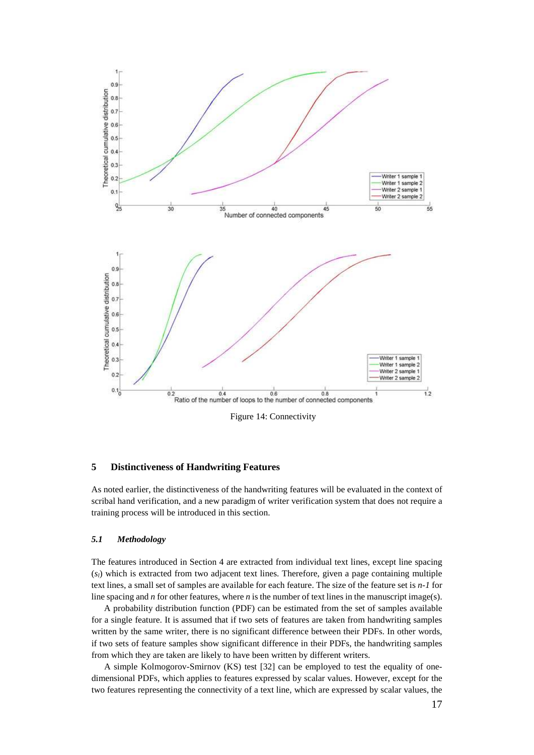Figure 14: Connectivity

## 5 Distinctiveness of Handwriting Features

As noted earlier, the distinctiveness of the handwriting features will be evaluated in the context of scribal hand verification, and a new paradigm of writer verification system that does not require a training process will be introduced in this section.

### *5.1 Methodology*

The features introduced in Section 4 are extracted from individual text lines, except line spacing ($s_l$) which is extracted from two adjacent text lines. Therefore, given a page containing multiple text lines, a small set of samples are available for each feature. The size of the feature set is $n-1$ for line spacing and $n$ for other features, where $n$ is the number of text lines in the manuscript image(s).

A probability distribution function (PDF) can be estimated from the set of samples available for a single feature. It is assumed that if two sets of features are taken from handwriting samples written by the same writer, there is no significant difference between their PDFs. In other words, if two sets of feature samples show significant difference in their PDFs, the handwriting samples from which they are taken are likely to have been written by different writers.

A simple Kolmogorov-Smirnov (KS) test [32] can be employed to test the equality of one-dimensional PDFs, which applies to features expressed by scalar values. However, except for the two features representing the connectivity of a text line, which are expressed by scalar values, the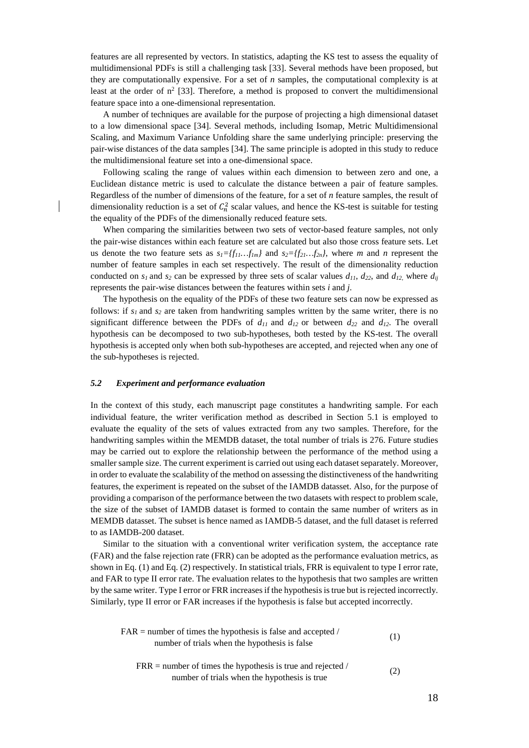features are all represented by vectors. In statistics, adapting the KS test to assess the equality of multidimensional PDFs is still a challenging task [33]. Several methods have been proposed, but they are computationally expensive. For a set of $n$ samples, the computational complexity is at least at the order of $n^2$ [33]. Therefore, a method is proposed to convert the multidimensional feature space into a one-dimensional representation.

A number of techniques are available for the purpose of projecting a high dimensional dataset to a low dimensional space [34]. Several methods, including Isomap, Metric Multidimensional Scaling, and Maximum Variance Unfolding share the same underlying principle: preserving the pair-wise distances of the data samples [34]. The same principle is adopted in this study to reduce the multidimensional feature set into a one-dimensional space.

Following scaling the range of values within each dimension to between zero and one, a Euclidean distance metric is used to calculate the distance between a pair of feature samples. Regardless of the number of dimensions of the feature, for a set of $n$ feature samples, the result of dimensionality reduction is a set of $C_n^2$ scalar values, and hence the KS-test is suitable for testing the equality of the PDFs of the dimensionally reduced feature sets.

When comparing the similarities between two sets of vector-based feature samples, not only the pair-wise distances within each feature set are calculated but also those cross feature sets. Let us denote the two feature sets as $s_1=\{f_{11}\ldots f_{1m}\}$ and $s_2=\{f_{21}\ldots f_{2n}\}$, where $m$ and $n$ represent the number of feature samples in each set respectively. The result of the dimensionality reduction conducted on $s_1$ and $s_2$ can be expressed by three sets of scalar values $d_{11}$, $d_{22}$, and $d_{12}$, where $d_{ij}$ represents the pair-wise distances between the features within sets $i$ and $j$.

The hypothesis on the equality of the PDFs of these two feature sets can now be expressed as follows: if $s_1$ and $s_2$ are taken from handwriting samples written by the same writer, there is no significant difference between the PDFs of $d_{11}$ and $d_{12}$ or between $d_{22}$ and $d_{12}$. The overall hypothesis can be decomposed to two sub-hypotheses, both tested by the KS-test. The overall hypothesis is accepted only when both sub-hypotheses are accepted, and rejected when any one of the sub-hypotheses is rejected.

### *5.2 Experiment and performance evaluation*

In the context of this study, each manuscript page constitutes a handwriting sample. For each individual feature, the writer verification method as described in Section 5.1 is employed to evaluate the equality of the sets of values extracted from any two samples. Therefore, for the handwriting samples within the MEMDB dataset, the total number of trials is 276. Future studies may be carried out to explore the relationship between the performance of the method using a smaller sample size. The current experiment is carried out using each dataset separately. Moreover, in order to evaluate the scalability of the method on assessing the distinctiveness of the handwriting features, the experiment is repeated on the subset of the IAMDB datasset. Also, for the purpose of providing a comparison of the performance between the two datasets with respect to problem scale, the size of the subset of IAMDB dataset is formed to contain the same number of writers as in MEMDB datsset. The subset is hence named as IAMDB-5 dataset, and the full dataset is referred to as IAMDB-200 dataset.

Similar to the situation with a conventional writer verification system, the acceptance rate (FAR) and the false rejection rate (FRR) can be adopted as the performance evaluation metrics, as shown in Eq. (1) and Eq. (2) respectively. In statistical trials, FRR is equivalent to type I error rate, and FAR to type II error rate. The evaluation relates to the hypothesis that two samples are written by the same writer. Type I error or FRR increases if the hypothesis is true but is rejected incorrectly. Similarly, type II error or FAR increases if the hypothesis is false but accepted incorrectly.

$$\text{FAR} = \text{number of times the hypothesis is false and accepted} \,/\, \text{number of trials when the hypothesis is false} \tag{1}$$

$$\text{FRR} = \text{number of times the hypothesis is true and rejected} \,/\, \text{number of trials when the hypothesis is true} \tag{2}$$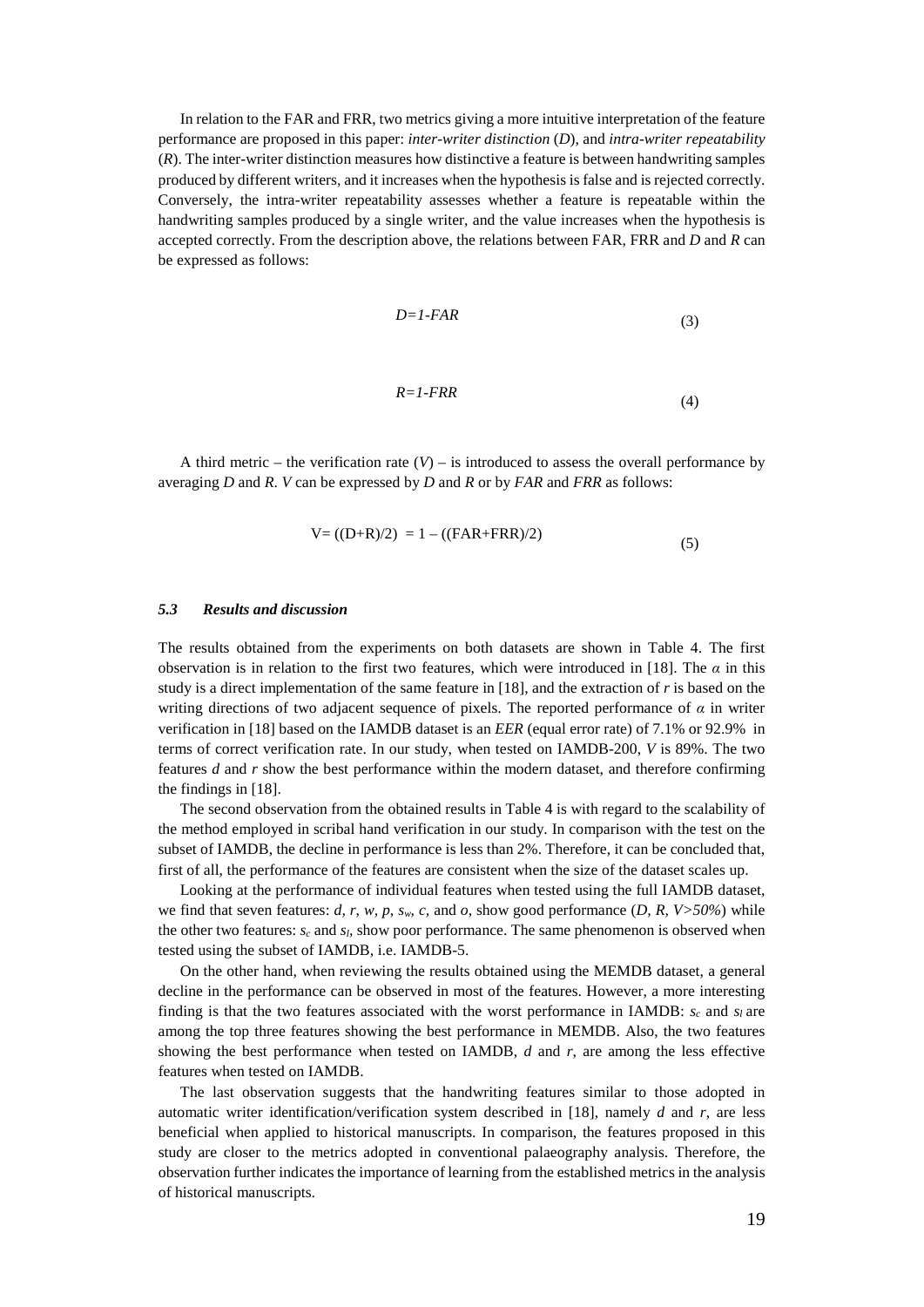In relation to the FAR and FRR, two metrics giving a more intuitive interpretation of the feature performance are proposed in this paper: *inter-writer distinction* (*D*), and *intra-writer repeatability* (*R*). The inter-writer distinction measures how distinctive a feature is between handwriting samples produced by different writers, and it increases when the hypothesis is false and is rejected correctly. Conversely, the intra-writer repeatability assesses whether a feature is repeatable within the handwriting samples produced by a single writer, and the value increases when the hypothesis is accepted correctly. From the description above, the relations between FAR, FRR and *D* and *R* can be expressed as follows:

$$D=1-FAR \tag{3}$$

$$R=1-FRR \tag{4}$$

A third metric – the verification rate (*V*) – is introduced to assess the overall performance by averaging *D* and *R*. *V* can be expressed by *D* and *R* or by *FAR* and *FRR* as follows:

$$V= ((D+R)/2) = 1 – ((FAR+FRR)/2) \tag{5}$$

### *5.3 Results and discussion*

The results obtained from the experiments on both datasets are shown in Table 4. The first observation is in relation to the first two features, which were introduced in [18]. The $\alpha$ in this study is a direct implementation of the same feature in [18], and the extraction of *r* is based on the writing directions of two adjacent sequence of pixels. The reported performance of $\alpha$ in writer verification in [18] based on the IAMDB dataset is an *EER* (equal error rate) of 7.1% or 92.9% in terms of correct verification rate. In our study, when tested on IAMDB-200, *V* is 89%. The two features *d* and *r* show the best performance within the modern dataset, and therefore confirming the findings in [18].

The second observation from the obtained results in Table 4 is with regard to the scalability of the method employed in scribal hand verification in our study. In comparison with the test on the subset of IAMDB, the decline in performance is less than 2%. Therefore, it can be concluded that, first of all, the performance of the features are consistent when the size of the dataset scales up.

Looking at the performance of individual features when tested using the full IAMDB dataset, we find that seven features: *d*, *r*, *w*, *p*, $s_w$, *c*, and *o*, show good performance (*D*, *R*, *V>50%*) while the other two features: $s_c$ and $s_l$, show poor performance. The same phenomenon is observed when tested using the subset of IAMDB, i.e. IAMDB-5.

On the other hand, when reviewing the results obtained using the MEMDB dataset, a general decline in the performance can be observed in most of the features. However, a more interesting finding is that the two features associated with the worst performance in IAMDB: $s_c$ and $s_l$ are among the top three features showing the best performance in MEMDB. Also, the two features showing the best performance when tested on IAMDB, *d* and *r*, are among the less effective features when tested on IAMDB.

The last observation suggests that the handwriting features similar to those adopted in automatic writer identification/verification system described in [18], namely *d* and *r*, are less beneficial when applied to historical manuscripts. In comparison, the features proposed in this study are closer to the metrics adopted in conventional palaeography analysis. Therefore, the observation further indicates the importance of learning from the established metrics in the analysis of historical manuscripts.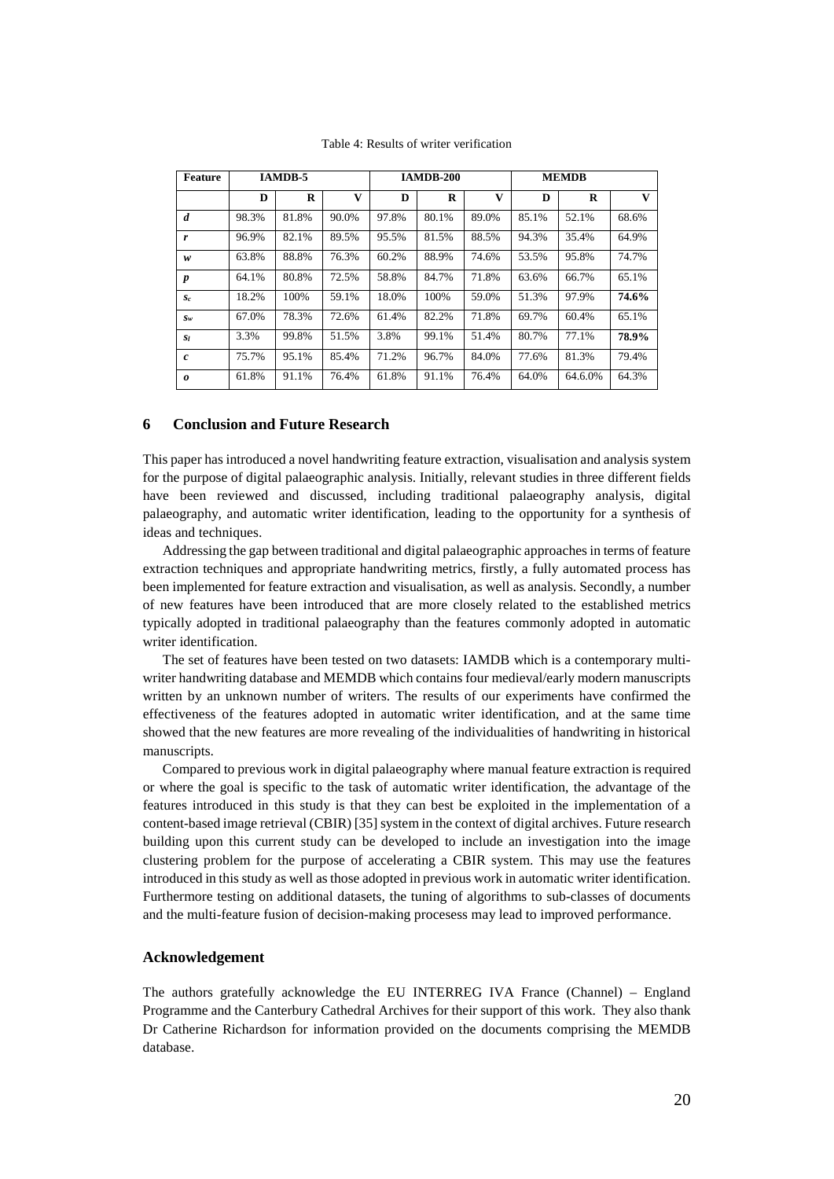Table 4: Results of writer verification

| Feature | IAMDB-5 | | | IAMDB-200 | | | MEMDB | | |
|---|---|---|---|---|---|---|---|---|---|
| | D | R | V | D | R | V | D | R | V |
| ***d*** | 98.3% | 81.8% | 90.0% | 97.8% | 80.1% | 89.0% | 85.1% | 52.1% | 68.6% |
| ***r*** | 96.9% | 82.1% | 89.5% | 95.5% | 81.5% | 88.5% | 94.3% | 35.4% | 64.9% |
| ***w*** | 63.8% | 88.8% | 76.3% | 60.2% | 88.9% | 74.6% | 53.5% | 95.8% | 74.7% |
| ***p*** | 64.1% | 80.8% | 72.5% | 58.8% | 84.7% | 71.8% | 63.6% | 66.7% | 65.1% |
| $s_c$ | 18.2% | 100% | 59.1% | 18.0% | 100% | 59.0% | 51.3% | 97.9% | **74.6%** |
| $s_w$ | 67.0% | 78.3% | 72.6% | 61.4% | 82.2% | 71.8% | 69.7% | 60.4% | 65.1% |
| $s_l$ | 3.3% | 99.8% | 51.5% | 3.8% | 99.1% | 51.4% | 80.7% | 77.1% | **78.9%** |
| ***c*** | 75.7% | 95.1% | 85.4% | 71.2% | 96.7% | 84.0% | 77.6% | 81.3% | 79.4% |
| ***o*** | 61.8% | 91.1% | 76.4% | 61.8% | 91.1% | 76.4% | 64.0% | 64.6.0% | 64.3% |

## 6 Conclusion and Future Research

This paper has introduced a novel handwriting feature extraction, visualisation and analysis system for the purpose of digital palaeographic analysis. Initially, relevant studies in three different fields have been reviewed and discussed, including traditional palaeography analysis, digital palaeography, and automatic writer identification, leading to the opportunity for a synthesis of ideas and techniques.

Addressing the gap between traditional and digital palaeographic approaches in terms of feature extraction techniques and appropriate handwriting metrics, firstly, a fully automated process has been implemented for feature extraction and visualisation, as well as analysis. Secondly, a number of new features have been introduced that are more closely related to the established metrics typically adopted in traditional palaeography than the features commonly adopted in automatic writer identification.

The set of features have been tested on two datasets: IAMDB which is a contemporary multi-writer handwriting database and MEMDB which contains four medieval/early modern manuscripts written by an unknown number of writers. The results of our experiments have confirmed the effectiveness of the features adopted in automatic writer identification, and at the same time showed that the new features are more revealing of the individualities of handwriting in historical manuscripts.

Compared to previous work in digital palaeography where manual feature extraction is required or where the goal is specific to the task of automatic writer identification, the advantage of the features introduced in this study is that they can best be exploited in the implementation of a content-based image retrieval (CBIR) [35] system in the context of digital archives. Future research building upon this current study can be developed to include an investigation into the image clustering problem for the purpose of accelerating a CBIR system. This may use the features introduced in this study as well as those adopted in previous work in automatic writer identification. Furthermore testing on additional datasets, the tuning of algorithms to sub-classes of documents and the multi-feature fusion of decision-making procesess may lead to improved performance.

### Acknowledgement

The authors gratefully acknowledge the EU INTERREG IVA France (Channel) – England Programme and the Canterbury Cathedral Archives for their support of this work. They also thank Dr Catherine Richardson for information provided on the documents comprising the MEMDB database.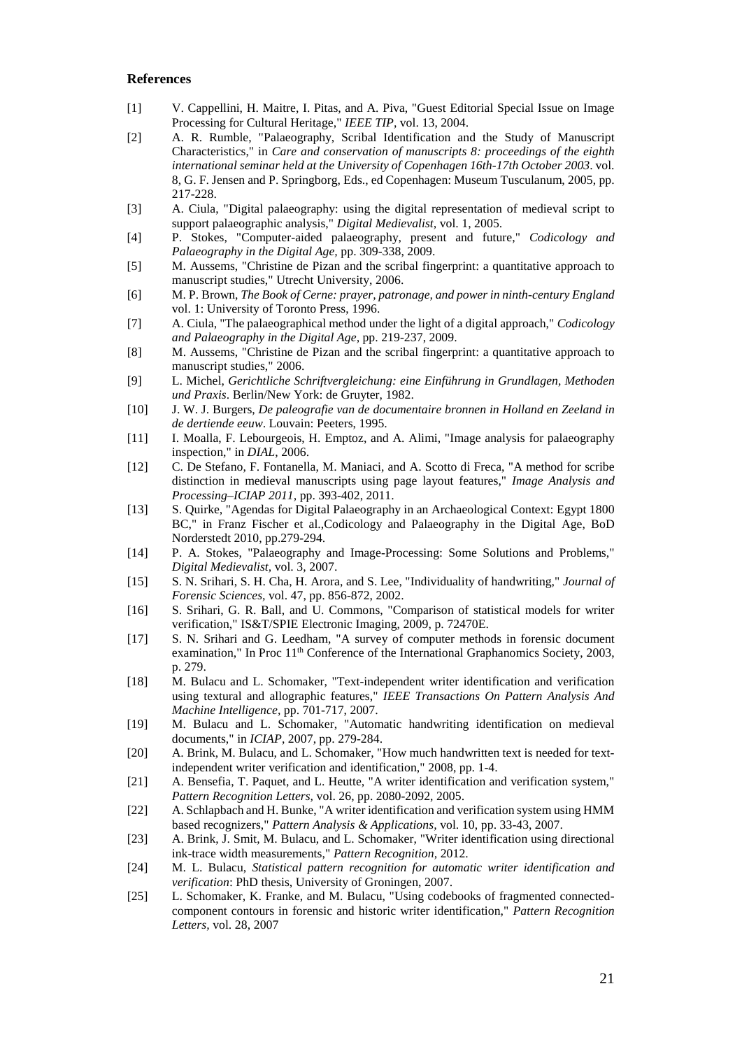## References

[1] V. Cappellini, H. Maitre, I. Pitas, and A. Piva, "Guest Editorial Special Issue on Image Processing for Cultural Heritage," *IEEE TIP*, vol. 13, 2004.

[2] A. R. Rumble, "Palaeography, Scribal Identification and the Study of Manuscript Characteristics," in *Care and conservation of manuscripts 8: proceedings of the eighth international seminar held at the University of Copenhagen 16th-17th October 2003*. vol. 8, G. F. Jensen and P. Springborg, Eds., ed Copenhagen: Museum Tusculanum, 2005, pp. 217-228.

[3] A. Ciula, "Digital palaeography: using the digital representation of medieval script to support palaeographic analysis," *Digital Medievalist,* vol. 1, 2005.

[4] P. Stokes, "Computer-aided palaeography, present and future," *Codicology and Palaeography in the Digital Age,* pp. 309-338, 2009.

[5] M. Aussems, "Christine de Pizan and the scribal fingerprint: a quantitative approach to manuscript studies," Utrecht University, 2006.

[6] M. P. Brown, *The Book of Cerne: prayer, patronage, and power in ninth-century England* vol. 1: University of Toronto Press, 1996.

[7] A. Ciula, "The palaeographical method under the light of a digital approach," *Codicology and Palaeography in the Digital Age,* pp. 219-237, 2009.

[8] M. Aussems, "Christine de Pizan and the scribal fingerprint: a quantitative approach to manuscript studies," 2006.

[9] L. Michel, *Gerichtliche Schriftvergleichung: eine Einführung in Grundlagen, Methoden und Praxis*. Berlin/New York: de Gruyter, 1982.

[10] J. W. J. Burgers, *De paleografie van de documentaire bronnen in Holland en Zeeland in de dertiende eeuw*. Louvain: Peeters, 1995.

[11] I. Moalla, F. Lebourgeois, H. Emptoz, and A. Alimi, "Image analysis for palaeography inspection," in *DIAL*, 2006.

[12] C. De Stefano, F. Fontanella, M. Maniaci, and A. Scotto di Freca, "A method for scribe distinction in medieval manuscripts using page layout features," *Image Analysis and Processing–ICIAP 2011,* pp. 393-402, 2011.

[13] S. Quirke, "Agendas for Digital Palaeography in an Archaeological Context: Egypt 1800 BC," in Franz Fischer et al.,Codicology and Palaeography in the Digital Age, BoD Norderstedt 2010, pp.279-294.

[14] P. A. Stokes, "Palaeography and Image-Processing: Some Solutions and Problems," *Digital Medievalist,* vol. 3, 2007.

[15] S. N. Srihari, S. H. Cha, H. Arora, and S. Lee, "Individuality of handwriting," *Journal of Forensic Sciences,* vol. 47, pp. 856-872, 2002.

[16] S. Srihari, G. R. Ball, and U. Commons, "Comparison of statistical models for writer verification," IS&T/SPIE Electronic Imaging, 2009, p. 72470E.

[17] S. N. Srihari and G. Leedham, "A survey of computer methods in forensic document examination," In Proc 11th Conference of the International Graphanomics Society, 2003, p. 279.

[18] M. Bulacu and L. Schomaker, "Text-independent writer identification and verification using textural and allographic features," *IEEE Transactions On Pattern Analysis And Machine Intelligence,* pp. 701-717, 2007.

[19] M. Bulacu and L. Schomaker, "Automatic handwriting identification on medieval documents," in *ICIAP*, 2007, pp. 279-284.

[20] A. Brink, M. Bulacu, and L. Schomaker, "How much handwritten text is needed for text-independent writer verification and identification," 2008, pp. 1-4.

[21] A. Bensefia, T. Paquet, and L. Heutte, "A writer identification and verification system," *Pattern Recognition Letters,* vol. 26, pp. 2080-2092, 2005.

[22] A. Schlapbach and H. Bunke, "A writer identification and verification system using HMM based recognizers," *Pattern Analysis & Applications,* vol. 10, pp. 33-43, 2007.

[23] A. Brink, J. Smit, M. Bulacu, and L. Schomaker, "Writer identification using directional ink-trace width measurements," *Pattern Recognition,* 2012.

[24] M. L. Bulacu, *Statistical pattern recognition for automatic writer identification and verification*: PhD thesis, University of Groningen, 2007.

[25] L. Schomaker, K. Franke, and M. Bulacu, "Using codebooks of fragmented connected-component contours in forensic and historic writer identification," *Pattern Recognition Letters,* vol. 28, 2007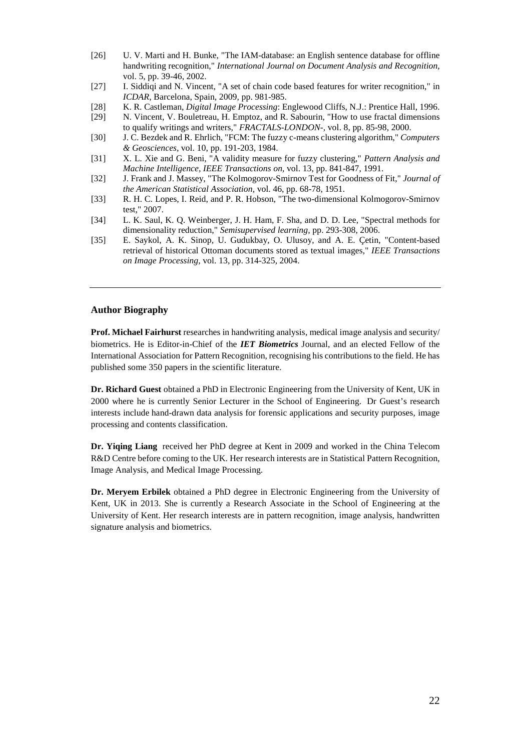[26] U. V. Marti and H. Bunke, "The IAM-database: an English sentence database for offline handwriting recognition," *International Journal on Document Analysis and Recognition,* vol. 5, pp. 39-46, 2002.

[27] I. Siddiqi and N. Vincent, "A set of chain code based features for writer recognition," in *ICDAR*, Barcelona, Spain, 2009, pp. 981-985.

[28] K. R. Castleman, *Digital Image Processing*: Englewood Cliffs, N.J.: Prentice Hall, 1996.

[29] N. Vincent, V. Bouletreau, H. Emptoz, and R. Sabourin, "How to use fractal dimensions to qualify writings and writers," *FRACTALS-LONDON-,* vol. 8, pp. 85-98, 2000.

[30] J. C. Bezdek and R. Ehrlich, "FCM: The fuzzy c-means clustering algorithm," *Computers & Geosciences,* vol. 10, pp. 191-203, 1984.

[31] X. L. Xie and G. Beni, "A validity measure for fuzzy clustering," *Pattern Analysis and Machine Intelligence, IEEE Transactions on,* vol. 13, pp. 841-847, 1991.

[32] J. Frank and J. Massey, "The Kolmogorov-Smirnov Test for Goodness of Fit," *Journal of the American Statistical Association,* vol. 46, pp. 68-78, 1951.

[33] R. H. C. Lopes, I. Reid, and P. R. Hobson, "The two-dimensional Kolmogorov-Smirnov test," 2007.

[34] L. K. Saul, K. Q. Weinberger, J. H. Ham, F. Sha, and D. D. Lee, "Spectral methods for dimensionality reduction," *Semisupervised learning,* pp. 293-308, 2006.

[35] E. Saykol, A. K. Sinop, U. Gudukbay, O. Ulusoy, and A. E. Çetin, "Content-based retrieval of historical Ottoman documents stored as textual images," *IEEE Transactions on Image Processing,* vol. 13, pp. 314-325, 2004.

---

## Author Biography

**Prof. Michael Fairhurst** researches in handwriting analysis, medical image analysis and security/ biometrics. He is Editor-in-Chief of the ***IET Biometrics*** Journal, and an elected Fellow of the International Association for Pattern Recognition, recognising his contributions to the field. He has published some 350 papers in the scientific literature.

**Dr. Richard Guest** obtained a PhD in Electronic Engineering from the University of Kent, UK in 2000 where he is currently Senior Lecturer in the School of Engineering. Dr Guest's research interests include hand-drawn data analysis for forensic applications and security purposes, image processing and contents classification.

**Dr. Yiqing Liang** received her PhD degree at Kent in 2009 and worked in the China Telecom R&D Centre before coming to the UK. Her research interests are in Statistical Pattern Recognition, Image Analysis, and Medical Image Processing.

**Dr. Meryem Erbilek** obtained a PhD degree in Electronic Engineering from the University of Kent, UK in 2013. She is currently a Research Associate in the School of Engineering at the University of Kent. Her research interests are in pattern recognition, image analysis, handwritten signature analysis and biometrics.